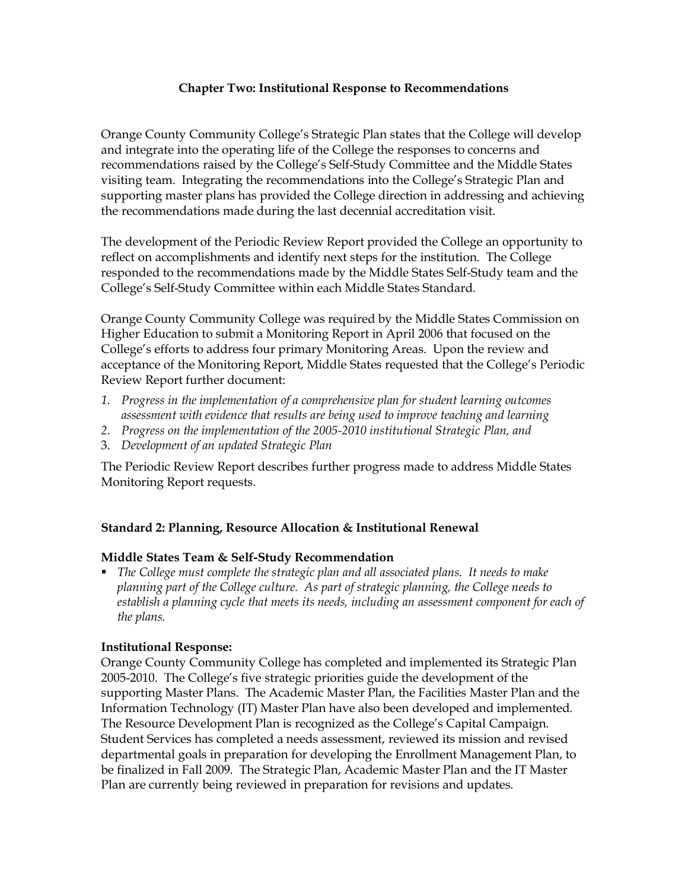# Chapter Two: Institutional Response to Recommendations

Orange County Community College's Strategic Plan states that the College will develop and integrate into the operating life of the College the responses to concerns and recommendations raised by the College's Self-Study Committee and the Middle States visiting team. Integrating the recommendations into the College's Strategic Plan and supporting master plans has provided the College direction in addressing and achieving the recommendations made during the last decennial accreditation visit.

The development of the Periodic Review Report provided the College an opportunity to reflect on accomplishments and identify next steps for the institution. The College responded to the recommendations made by the Middle States Self-Study team and the College's Self-Study Committee within each Middle States Standard.

Orange County Community College was required by the Middle States Commission on Higher Education to submit a Monitoring Report in April 2006 that focused on the College's efforts to address four primary Monitoring Areas. Upon the review and acceptance of the Monitoring Report, Middle States requested that the College's Periodic Review Report further document:

1. *Progress in the implementation of a comprehensive plan for student learning outcomes assessment with evidence that results are being used to improve teaching and learning*
2. *Progress on the implementation of the 2005-2010 institutional Strategic Plan, and*
3. *Development of an updated Strategic Plan*

The Periodic Review Report describes further progress made to address Middle States Monitoring Report requests.

## Standard 2: Planning, Resource Allocation & Institutional Renewal

### Middle States Team & Self-Study Recommendation

- *The College must complete the strategic plan and all associated plans. It needs to make planning part of the College culture. As part of strategic planning, the College needs to establish a planning cycle that meets its needs, including an assessment component for each of the plans.*

### Institutional Response:

Orange County Community College has completed and implemented its Strategic Plan 2005-2010. The College's five strategic priorities guide the development of the supporting Master Plans. The Academic Master Plan, the Facilities Master Plan and the Information Technology (IT) Master Plan have also been developed and implemented. The Resource Development Plan is recognized as the College's Capital Campaign. Student Services has completed a needs assessment, reviewed its mission and revised departmental goals in preparation for developing the Enrollment Management Plan, to be finalized in Fall 2009. The Strategic Plan, Academic Master Plan and the IT Master Plan are currently being reviewed in preparation for revisions and updates.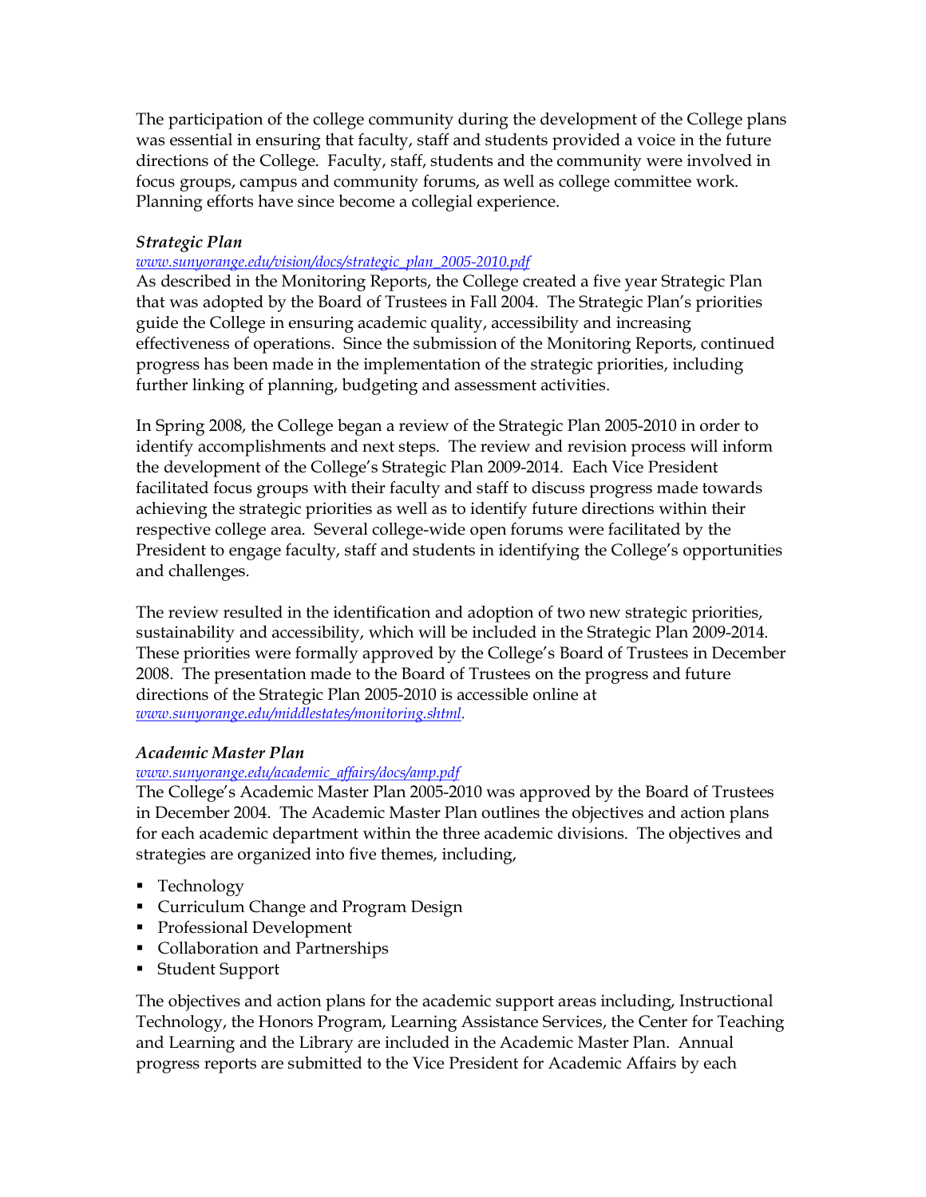The participation of the college community during the development of the College plans was essential in ensuring that faculty, staff and students provided a voice in the future directions of the College. Faculty, staff, students and the community were involved in focus groups, campus and community forums, as well as college committee work. Planning efforts have since become a collegial experience.

### *Strategic Plan*

*www.sunyorange.edu/vision/docs/strategic_plan_2005-2010.pdf*

As described in the Monitoring Reports, the College created a five year Strategic Plan that was adopted by the Board of Trustees in Fall 2004. The Strategic Plan's priorities guide the College in ensuring academic quality, accessibility and increasing effectiveness of operations. Since the submission of the Monitoring Reports, continued progress has been made in the implementation of the strategic priorities, including further linking of planning, budgeting and assessment activities.

In Spring 2008, the College began a review of the Strategic Plan 2005-2010 in order to identify accomplishments and next steps. The review and revision process will inform the development of the College's Strategic Plan 2009-2014. Each Vice President facilitated focus groups with their faculty and staff to discuss progress made towards achieving the strategic priorities as well as to identify future directions within their respective college area. Several college-wide open forums were facilitated by the President to engage faculty, staff and students in identifying the College's opportunities and challenges.

The review resulted in the identification and adoption of two new strategic priorities, sustainability and accessibility, which will be included in the Strategic Plan 2009-2014. These priorities were formally approved by the College's Board of Trustees in December 2008. The presentation made to the Board of Trustees on the progress and future directions of the Strategic Plan 2005-2010 is accessible online at *www.sunyorange.edu/middlestates/monitoring.shtml*.

### *Academic Master Plan*

*www.sunyorange.edu/academic_affairs/docs/amp.pdf*

The College's Academic Master Plan 2005-2010 was approved by the Board of Trustees in December 2004. The Academic Master Plan outlines the objectives and action plans for each academic department within the three academic divisions. The objectives and strategies are organized into five themes, including,

- Technology
- Curriculum Change and Program Design
- Professional Development
- Collaboration and Partnerships
- Student Support

The objectives and action plans for the academic support areas including, Instructional Technology, the Honors Program, Learning Assistance Services, the Center for Teaching and Learning and the Library are included in the Academic Master Plan. Annual progress reports are submitted to the Vice President for Academic Affairs by each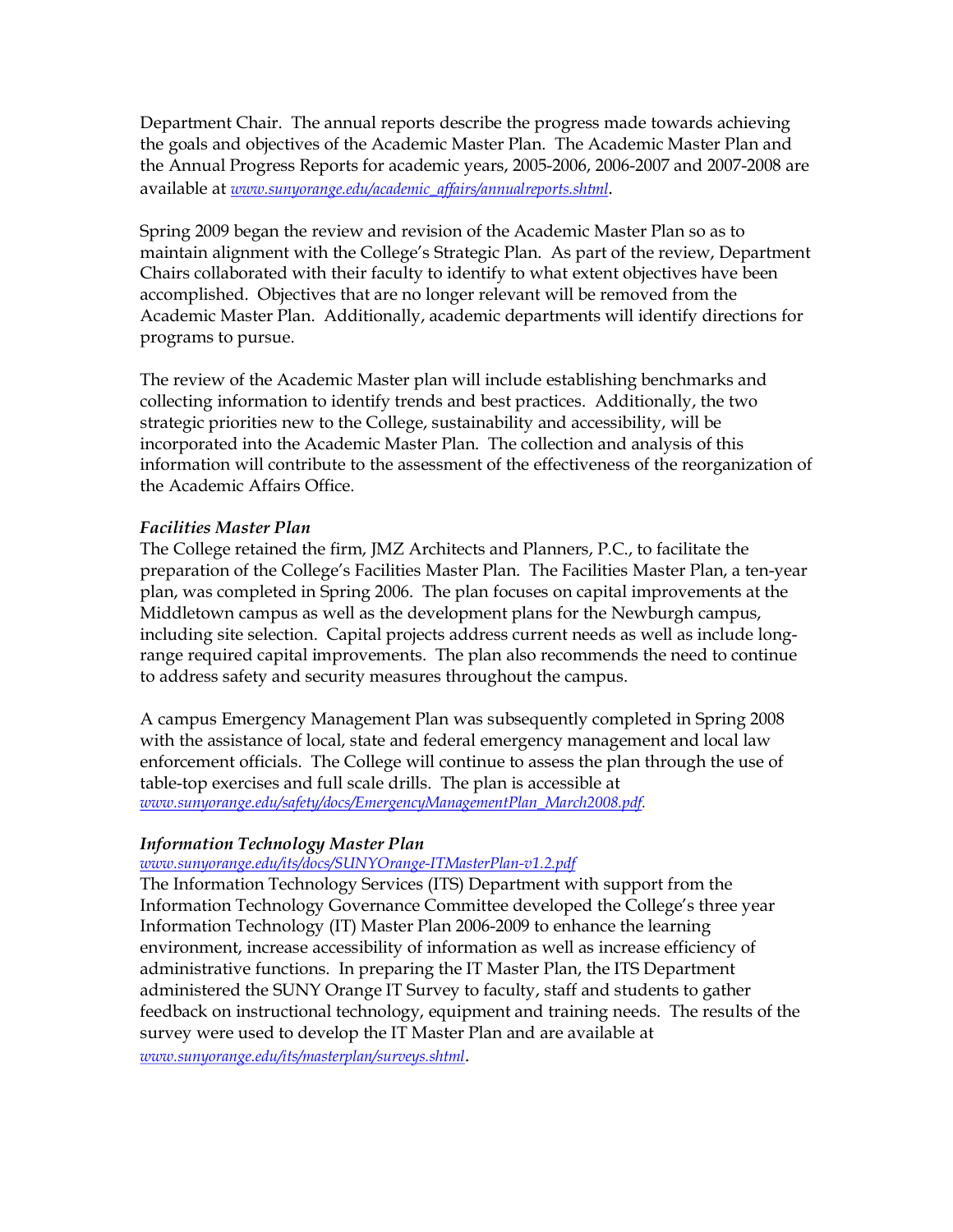Department Chair. The annual reports describe the progress made towards achieving the goals and objectives of the Academic Master Plan. The Academic Master Plan and the Annual Progress Reports for academic years, 2005-2006, 2006-2007 and 2007-2008 are available at *www.sunyorange.edu/academic_affairs/annualreports.shtml*.

Spring 2009 began the review and revision of the Academic Master Plan so as to maintain alignment with the College's Strategic Plan. As part of the review, Department Chairs collaborated with their faculty to identify to what extent objectives have been accomplished. Objectives that are no longer relevant will be removed from the Academic Master Plan. Additionally, academic departments will identify directions for programs to pursue.

The review of the Academic Master plan will include establishing benchmarks and collecting information to identify trends and best practices. Additionally, the two strategic priorities new to the College, sustainability and accessibility, will be incorporated into the Academic Master Plan. The collection and analysis of this information will contribute to the assessment of the effectiveness of the reorganization of the Academic Affairs Office.

***Facilities Master Plan***

The College retained the firm, JMZ Architects and Planners, P.C., to facilitate the preparation of the College's Facilities Master Plan. The Facilities Master Plan, a ten-year plan, was completed in Spring 2006. The plan focuses on capital improvements at the Middletown campus as well as the development plans for the Newburgh campus, including site selection. Capital projects address current needs as well as include long-range required capital improvements. The plan also recommends the need to continue to address safety and security measures throughout the campus.

A campus Emergency Management Plan was subsequently completed in Spring 2008 with the assistance of local, state and federal emergency management and local law enforcement officials. The College will continue to assess the plan through the use of table-top exercises and full scale drills. The plan is accessible at *www.sunyorange.edu/safety/docs/EmergencyManagementPlan_March2008.pdf*.

***Information Technology Master Plan***

*www.sunyorange.edu/its/docs/SUNYOrange-ITMasterPlan-v1.2.pdf*

The Information Technology Services (ITS) Department with support from the Information Technology Governance Committee developed the College's three year Information Technology (IT) Master Plan 2006-2009 to enhance the learning environment, increase accessibility of information as well as increase efficiency of administrative functions. In preparing the IT Master Plan, the ITS Department administered the SUNY Orange IT Survey to faculty, staff and students to gather feedback on instructional technology, equipment and training needs. The results of the survey were used to develop the IT Master Plan and are available at *www.sunyorange.edu/its/masterplan/surveys.shtml*.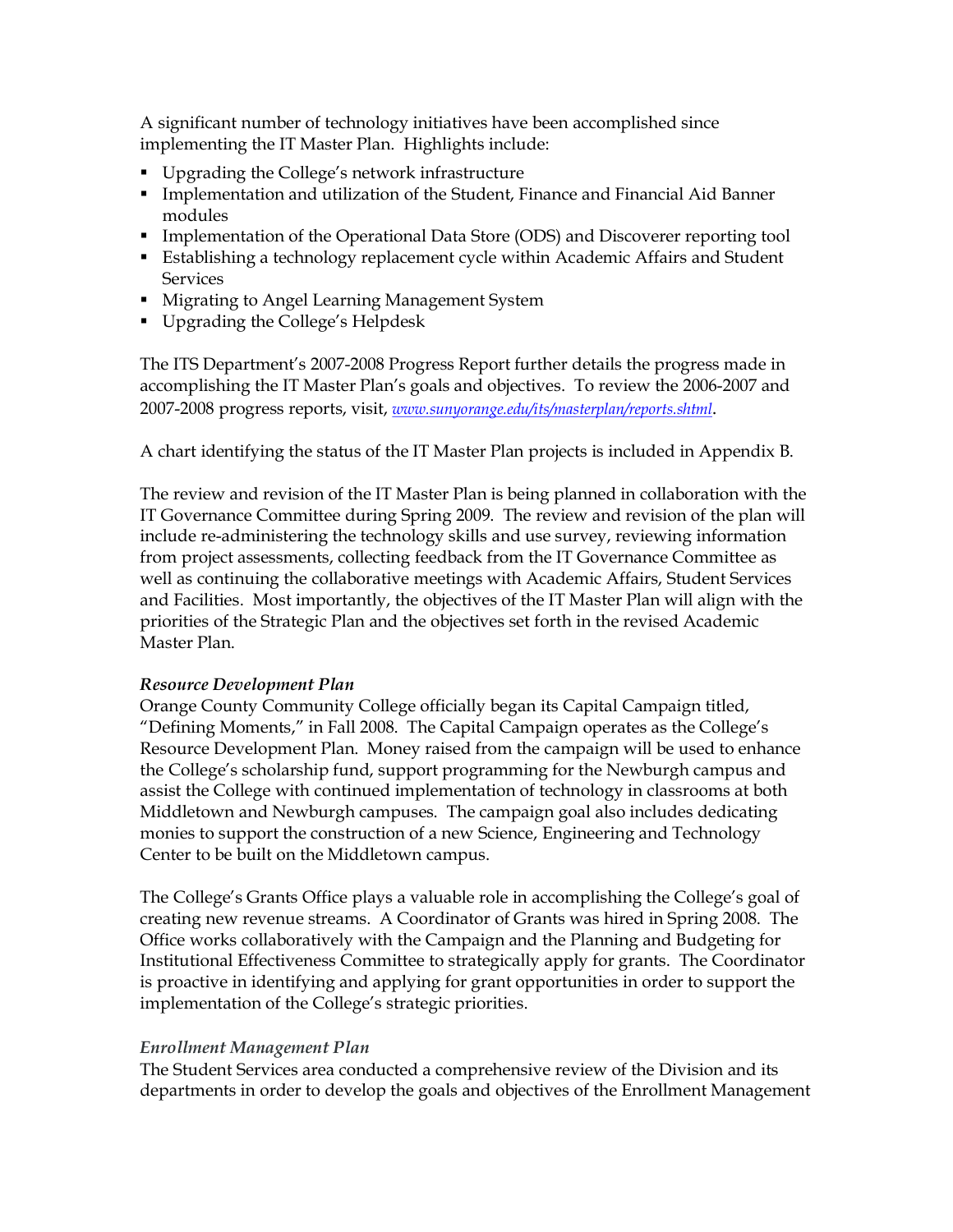A significant number of technology initiatives have been accomplished since implementing the IT Master Plan. Highlights include:

- Upgrading the College's network infrastructure
- Implementation and utilization of the Student, Finance and Financial Aid Banner modules
- Implementation of the Operational Data Store (ODS) and Discoverer reporting tool
- Establishing a technology replacement cycle within Academic Affairs and Student Services
- Migrating to Angel Learning Management System
- Upgrading the College's Helpdesk

The ITS Department's 2007-2008 Progress Report further details the progress made in accomplishing the IT Master Plan's goals and objectives. To review the 2006-2007 and 2007-2008 progress reports, visit, *www.sunyorange.edu/its/masterplan/reports.shtml*.

A chart identifying the status of the IT Master Plan projects is included in Appendix B.

The review and revision of the IT Master Plan is being planned in collaboration with the IT Governance Committee during Spring 2009. The review and revision of the plan will include re-administering the technology skills and use survey, reviewing information from project assessments, collecting feedback from the IT Governance Committee as well as continuing the collaborative meetings with Academic Affairs, Student Services and Facilities. Most importantly, the objectives of the IT Master Plan will align with the priorities of the Strategic Plan and the objectives set forth in the revised Academic Master Plan.

***Resource Development Plan***

Orange County Community College officially began its Capital Campaign titled, "Defining Moments," in Fall 2008. The Capital Campaign operates as the College's Resource Development Plan. Money raised from the campaign will be used to enhance the College's scholarship fund, support programming for the Newburgh campus and assist the College with continued implementation of technology in classrooms at both Middletown and Newburgh campuses. The campaign goal also includes dedicating monies to support the construction of a new Science, Engineering and Technology Center to be built on the Middletown campus.

The College's Grants Office plays a valuable role in accomplishing the College's goal of creating new revenue streams. A Coordinator of Grants was hired in Spring 2008. The Office works collaboratively with the Campaign and the Planning and Budgeting for Institutional Effectiveness Committee to strategically apply for grants. The Coordinator is proactive in identifying and applying for grant opportunities in order to support the implementation of the College's strategic priorities.

*Enrollment Management Plan*

The Student Services area conducted a comprehensive review of the Division and its departments in order to develop the goals and objectives of the Enrollment Management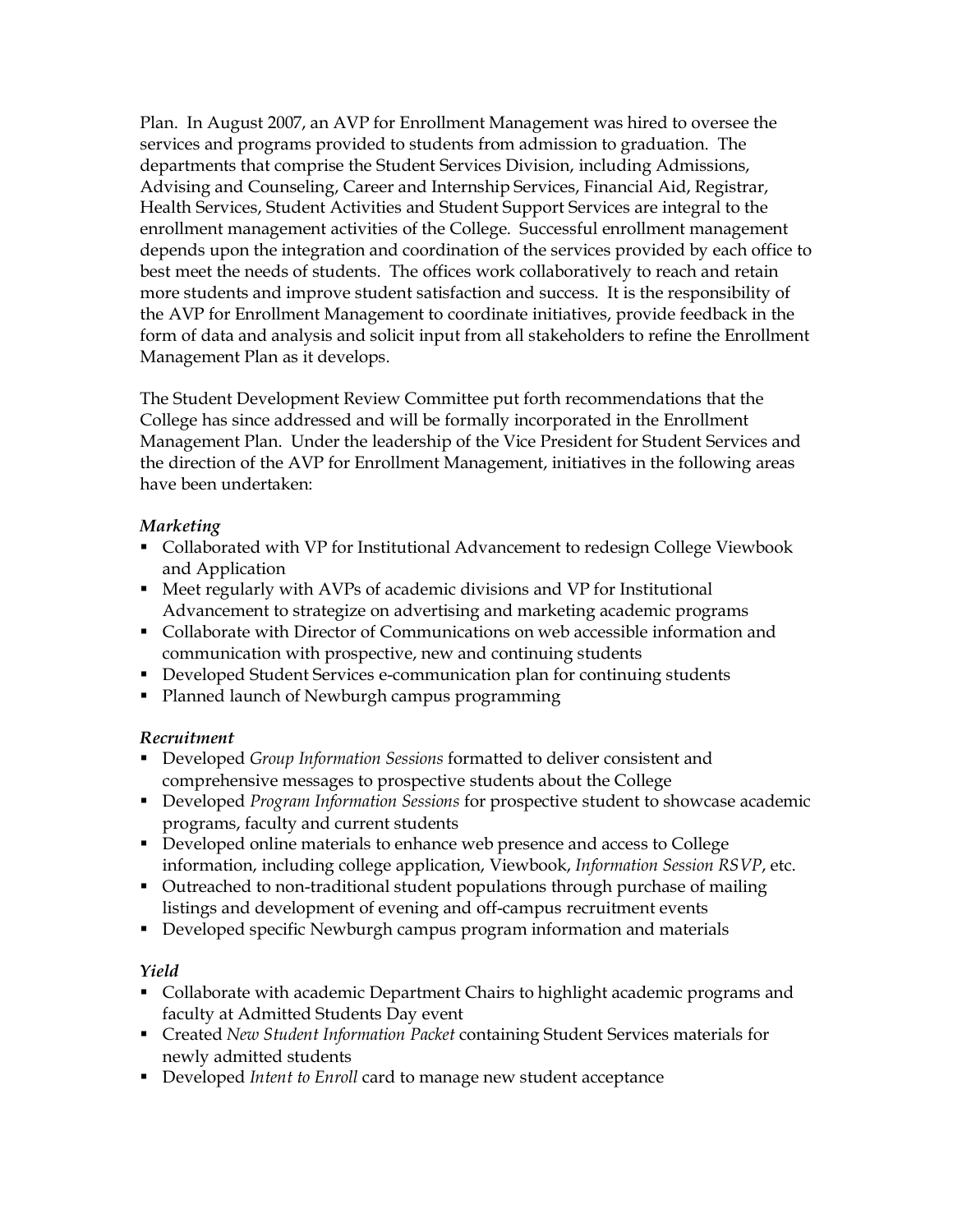Plan. In August 2007, an AVP for Enrollment Management was hired to oversee the services and programs provided to students from admission to graduation. The departments that comprise the Student Services Division, including Admissions, Advising and Counseling, Career and Internship Services, Financial Aid, Registrar, Health Services, Student Activities and Student Support Services are integral to the enrollment management activities of the College. Successful enrollment management depends upon the integration and coordination of the services provided by each office to best meet the needs of students. The offices work collaboratively to reach and retain more students and improve student satisfaction and success. It is the responsibility of the AVP for Enrollment Management to coordinate initiatives, provide feedback in the form of data and analysis and solicit input from all stakeholders to refine the Enrollment Management Plan as it develops.

The Student Development Review Committee put forth recommendations that the College has since addressed and will be formally incorporated in the Enrollment Management Plan. Under the leadership of the Vice President for Student Services and the direction of the AVP for Enrollment Management, initiatives in the following areas have been undertaken:

***Marketing***

- Collaborated with VP for Institutional Advancement to redesign College Viewbook and Application
- Meet regularly with AVPs of academic divisions and VP for Institutional Advancement to strategize on advertising and marketing academic programs
- Collaborate with Director of Communications on web accessible information and communication with prospective, new and continuing students
- Developed Student Services e-communication plan for continuing students
- Planned launch of Newburgh campus programming

***Recruitment***

- Developed *Group Information Sessions* formatted to deliver consistent and comprehensive messages to prospective students about the College
- Developed *Program Information Sessions* for prospective student to showcase academic programs, faculty and current students
- Developed online materials to enhance web presence and access to College information, including college application, Viewbook, *Information Session RSVP*, etc.
- Outreached to non-traditional student populations through purchase of mailing listings and development of evening and off-campus recruitment events
- Developed specific Newburgh campus program information and materials

***Yield***

- Collaborate with academic Department Chairs to highlight academic programs and faculty at Admitted Students Day event
- Created *New Student Information Packet* containing Student Services materials for newly admitted students
- Developed *Intent to Enroll* card to manage new student acceptance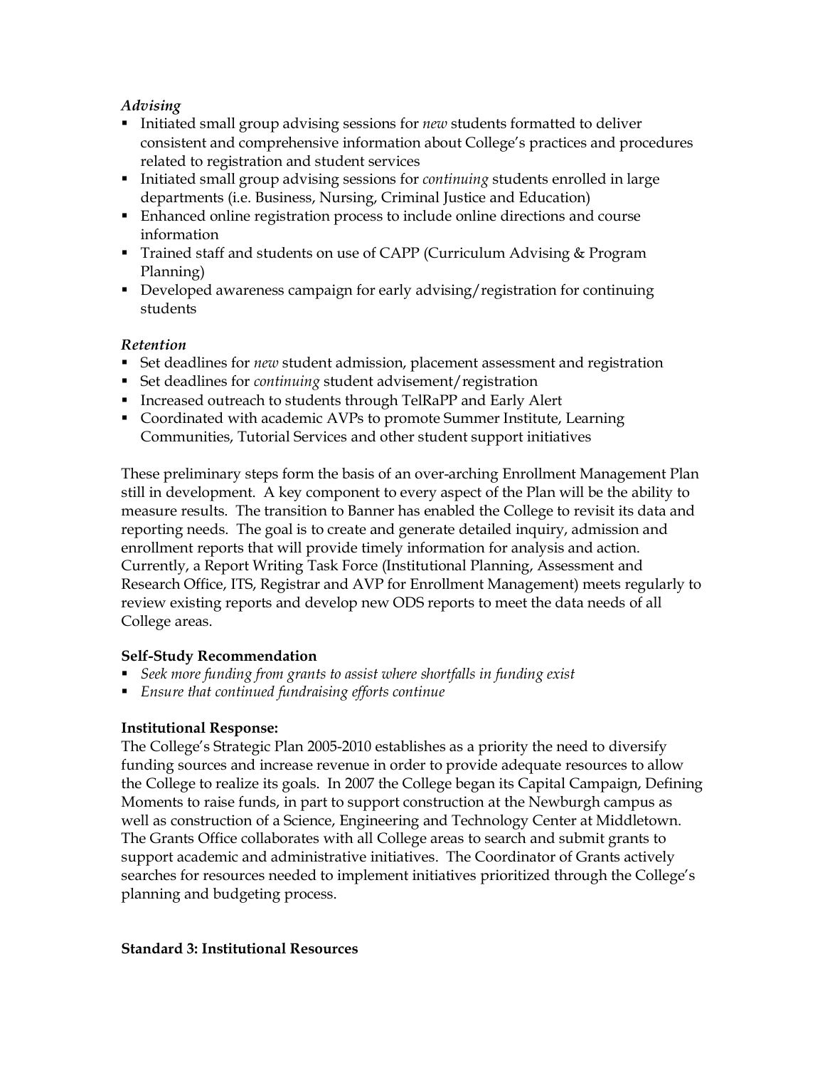*Advising*

- Initiated small group advising sessions for *new* students formatted to deliver consistent and comprehensive information about College's practices and procedures related to registration and student services
- Initiated small group advising sessions for *continuing* students enrolled in large departments (i.e. Business, Nursing, Criminal Justice and Education)
- Enhanced online registration process to include online directions and course information
- Trained staff and students on use of CAPP (Curriculum Advising & Program Planning)
- Developed awareness campaign for early advising/registration for continuing students

*Retention*

- Set deadlines for *new* student admission, placement assessment and registration
- Set deadlines for *continuing* student advisement/registration
- Increased outreach to students through TelRaPP and Early Alert
- Coordinated with academic AVPs to promote Summer Institute, Learning Communities, Tutorial Services and other student support initiatives

These preliminary steps form the basis of an over-arching Enrollment Management Plan still in development. A key component to every aspect of the Plan will be the ability to measure results. The transition to Banner has enabled the College to revisit its data and reporting needs. The goal is to create and generate detailed inquiry, admission and enrollment reports that will provide timely information for analysis and action. Currently, a Report Writing Task Force (Institutional Planning, Assessment and Research Office, ITS, Registrar and AVP for Enrollment Management) meets regularly to review existing reports and develop new ODS reports to meet the data needs of all College areas.

**Self-Study Recommendation**

- *Seek more funding from grants to assist where shortfalls in funding exist*
- *Ensure that continued fundraising efforts continue*

**Institutional Response:**

The College's Strategic Plan 2005-2010 establishes as a priority the need to diversify funding sources and increase revenue in order to provide adequate resources to allow the College to realize its goals. In 2007 the College began its Capital Campaign, Defining Moments to raise funds, in part to support construction at the Newburgh campus as well as construction of a Science, Engineering and Technology Center at Middletown. The Grants Office collaborates with all College areas to search and submit grants to support academic and administrative initiatives. The Coordinator of Grants actively searches for resources needed to implement initiatives prioritized through the College's planning and budgeting process.

**Standard 3: Institutional Resources**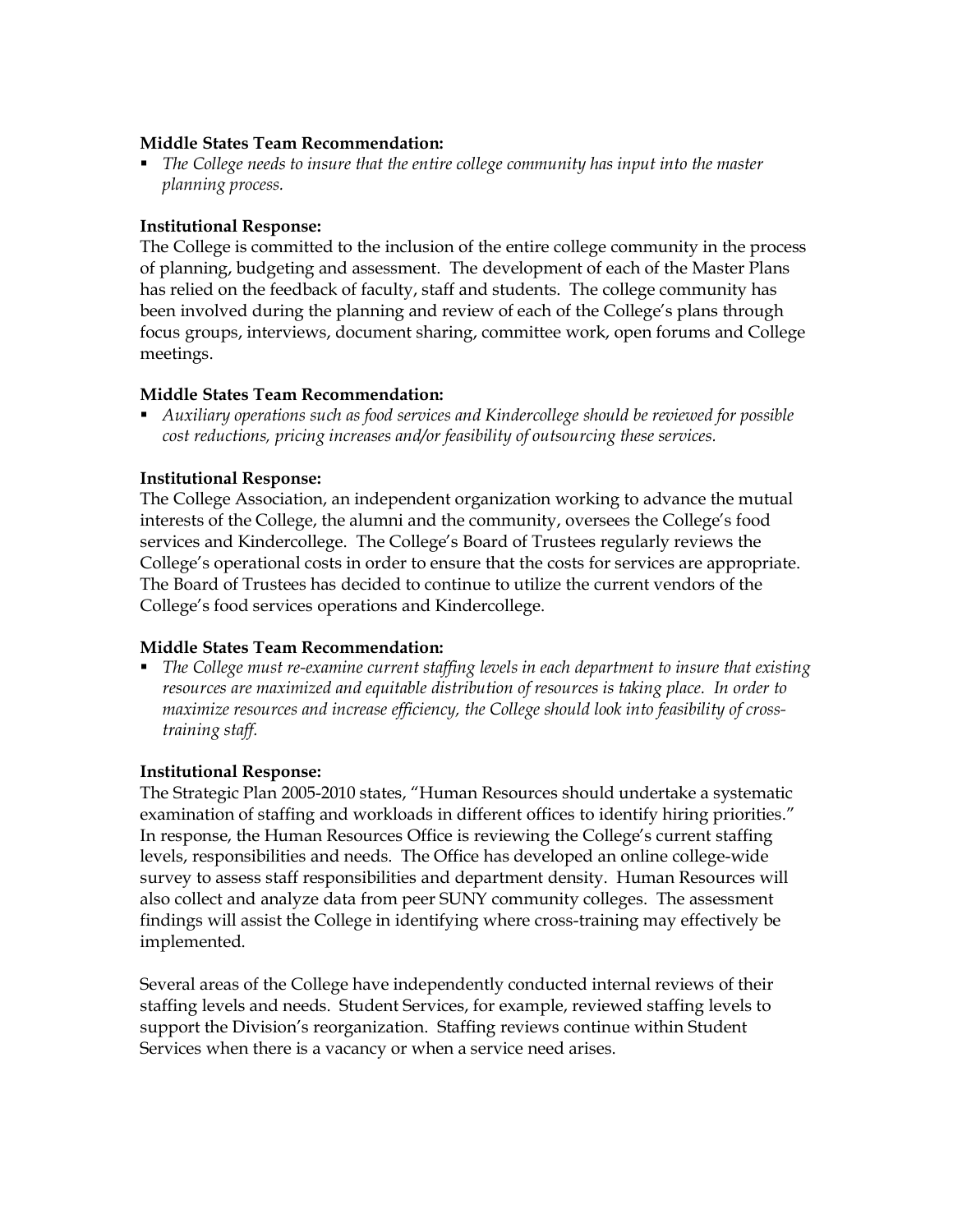**Middle States Team Recommendation:**

- *The College needs to insure that the entire college community has input into the master planning process.*

**Institutional Response:**

The College is committed to the inclusion of the entire college community in the process of planning, budgeting and assessment. The development of each of the Master Plans has relied on the feedback of faculty, staff and students. The college community has been involved during the planning and review of each of the College's plans through focus groups, interviews, document sharing, committee work, open forums and College meetings.

**Middle States Team Recommendation:**

- *Auxiliary operations such as food services and Kindercollege should be reviewed for possible cost reductions, pricing increases and/or feasibility of outsourcing these services.*

**Institutional Response:**

The College Association, an independent organization working to advance the mutual interests of the College, the alumni and the community, oversees the College's food services and Kindercollege. The College's Board of Trustees regularly reviews the College's operational costs in order to ensure that the costs for services are appropriate. The Board of Trustees has decided to continue to utilize the current vendors of the College's food services operations and Kindercollege.

**Middle States Team Recommendation:**

- *The College must re-examine current staffing levels in each department to insure that existing resources are maximized and equitable distribution of resources is taking place. In order to maximize resources and increase efficiency, the College should look into feasibility of cross-training staff.*

**Institutional Response:**

The Strategic Plan 2005-2010 states, "Human Resources should undertake a systematic examination of staffing and workloads in different offices to identify hiring priorities." In response, the Human Resources Office is reviewing the College's current staffing levels, responsibilities and needs. The Office has developed an online college-wide survey to assess staff responsibilities and department density. Human Resources will also collect and analyze data from peer SUNY community colleges. The assessment findings will assist the College in identifying where cross-training may effectively be implemented.

Several areas of the College have independently conducted internal reviews of their staffing levels and needs. Student Services, for example, reviewed staffing levels to support the Division's reorganization. Staffing reviews continue within Student Services when there is a vacancy or when a service need arises.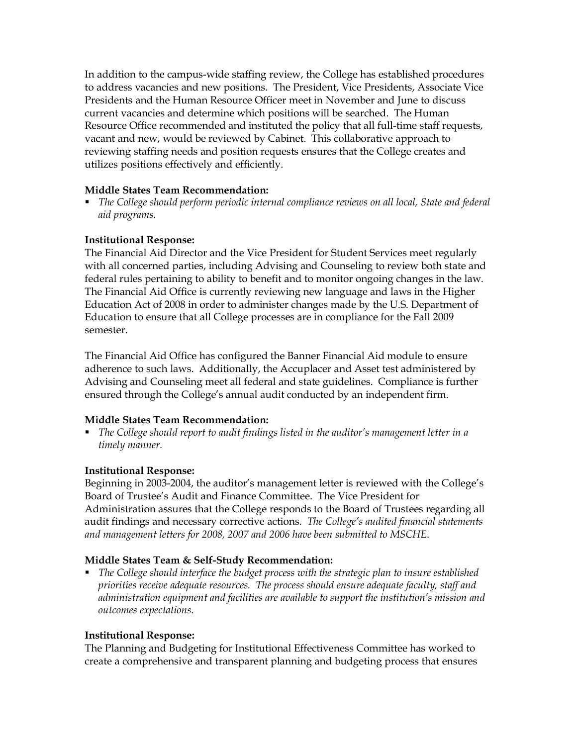In addition to the campus-wide staffing review, the College has established procedures to address vacancies and new positions. The President, Vice Presidents, Associate Vice Presidents and the Human Resource Officer meet in November and June to discuss current vacancies and determine which positions will be searched. The Human Resource Office recommended and instituted the policy that all full-time staff requests, vacant and new, would be reviewed by Cabinet. This collaborative approach to reviewing staffing needs and position requests ensures that the College creates and utilizes positions effectively and efficiently.

**Middle States Team Recommendation:**

- *The College should perform periodic internal compliance reviews on all local, State and federal aid programs.*

**Institutional Response:**
The Financial Aid Director and the Vice President for Student Services meet regularly with all concerned parties, including Advising and Counseling to review both state and federal rules pertaining to ability to benefit and to monitor ongoing changes in the law. The Financial Aid Office is currently reviewing new language and laws in the Higher Education Act of 2008 in order to administer changes made by the U.S. Department of Education to ensure that all College processes are in compliance for the Fall 2009 semester.

The Financial Aid Office has configured the Banner Financial Aid module to ensure adherence to such laws. Additionally, the Accuplacer and Asset test administered by Advising and Counseling meet all federal and state guidelines. Compliance is further ensured through the College's annual audit conducted by an independent firm.

**Middle States Team Recommendation:**

- *The College should report to audit findings listed in the auditor's management letter in a timely manner.*

**Institutional Response:**
Beginning in 2003-2004, the auditor's management letter is reviewed with the College's Board of Trustee's Audit and Finance Committee. The Vice President for Administration assures that the College responds to the Board of Trustees regarding all audit findings and necessary corrective actions. *The College's audited financial statements and management letters for 2008, 2007 and 2006 have been submitted to MSCHE.*

**Middle States Team & Self-Study Recommendation:**

- *The College should interface the budget process with the strategic plan to insure established priorities receive adequate resources. The process should ensure adequate faculty, staff and administration equipment and facilities are available to support the institution's mission and outcomes expectations.*

**Institutional Response:**
The Planning and Budgeting for Institutional Effectiveness Committee has worked to create a comprehensive and transparent planning and budgeting process that ensures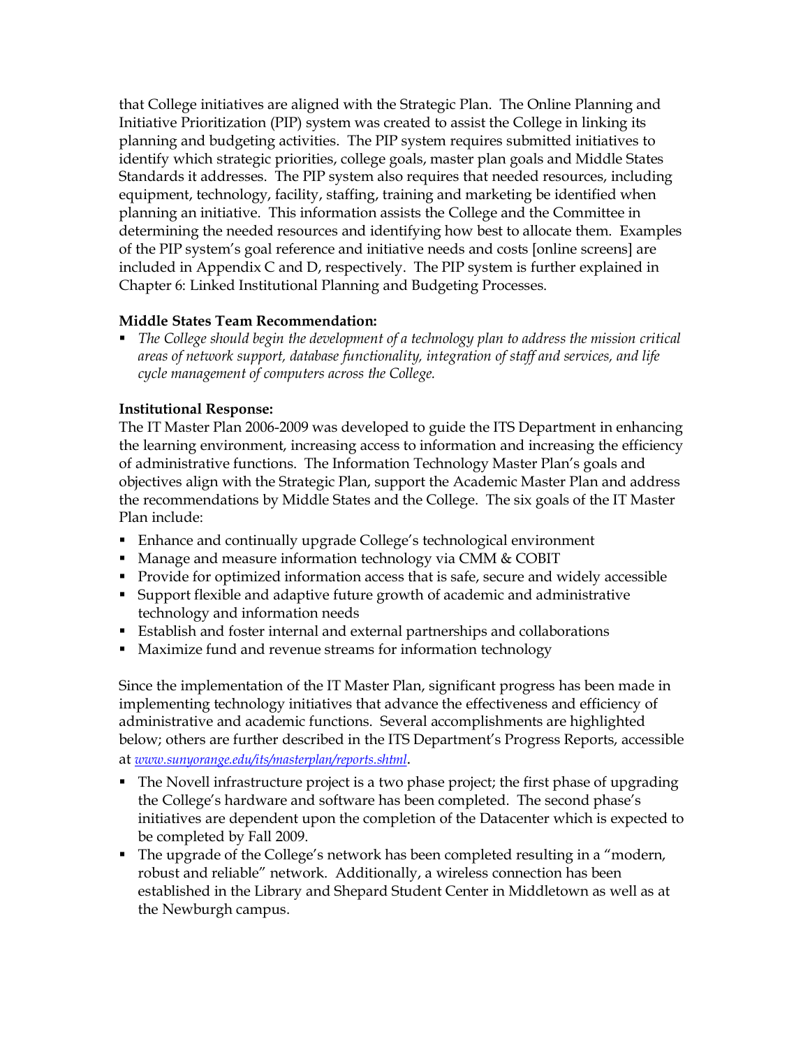that College initiatives are aligned with the Strategic Plan. The Online Planning and Initiative Prioritization (PIP) system was created to assist the College in linking its planning and budgeting activities. The PIP system requires submitted initiatives to identify which strategic priorities, college goals, master plan goals and Middle States Standards it addresses. The PIP system also requires that needed resources, including equipment, technology, facility, staffing, training and marketing be identified when planning an initiative. This information assists the College and the Committee in determining the needed resources and identifying how best to allocate them. Examples of the PIP system's goal reference and initiative needs and costs [online screens] are included in Appendix C and D, respectively. The PIP system is further explained in Chapter 6: Linked Institutional Planning and Budgeting Processes.

**Middle States Team Recommendation:**

- *The College should begin the development of a technology plan to address the mission critical areas of network support, database functionality, integration of staff and services, and life cycle management of computers across the College.*

**Institutional Response:**

The IT Master Plan 2006-2009 was developed to guide the ITS Department in enhancing the learning environment, increasing access to information and increasing the efficiency of administrative functions. The Information Technology Master Plan's goals and objectives align with the Strategic Plan, support the Academic Master Plan and address the recommendations by Middle States and the College. The six goals of the IT Master Plan include:

- Enhance and continually upgrade College's technological environment
- Manage and measure information technology via CMM & COBIT
- Provide for optimized information access that is safe, secure and widely accessible
- Support flexible and adaptive future growth of academic and administrative technology and information needs
- Establish and foster internal and external partnerships and collaborations
- Maximize fund and revenue streams for information technology

Since the implementation of the IT Master Plan, significant progress has been made in implementing technology initiatives that advance the effectiveness and efficiency of administrative and academic functions. Several accomplishments are highlighted below; others are further described in the ITS Department's Progress Reports, accessible at *www.sunyorange.edu/its/masterplan/reports.shtml*.

- The Novell infrastructure project is a two phase project; the first phase of upgrading the College's hardware and software has been completed. The second phase's initiatives are dependent upon the completion of the Datacenter which is expected to be completed by Fall 2009.
- The upgrade of the College's network has been completed resulting in a "modern, robust and reliable" network. Additionally, a wireless connection has been established in the Library and Shepard Student Center in Middletown as well as at the Newburgh campus.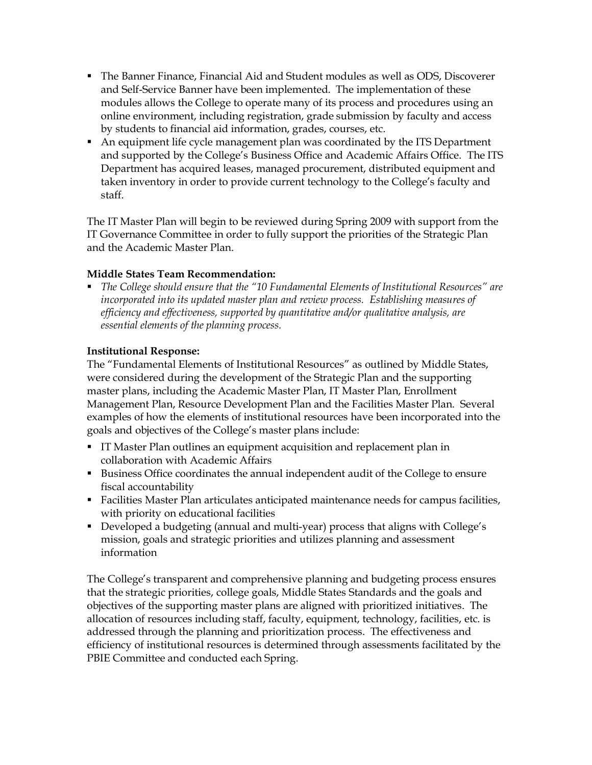- The Banner Finance, Financial Aid and Student modules as well as ODS, Discoverer and Self-Service Banner have been implemented. The implementation of these modules allows the College to operate many of its process and procedures using an online environment, including registration, grade submission by faculty and access by students to financial aid information, grades, courses, etc.
- An equipment life cycle management plan was coordinated by the ITS Department and supported by the College's Business Office and Academic Affairs Office. The ITS Department has acquired leases, managed procurement, distributed equipment and taken inventory in order to provide current technology to the College's faculty and staff.

The IT Master Plan will begin to be reviewed during Spring 2009 with support from the IT Governance Committee in order to fully support the priorities of the Strategic Plan and the Academic Master Plan.

**Middle States Team Recommendation:**

- *The College should ensure that the "10 Fundamental Elements of Institutional Resources" are incorporated into its updated master plan and review process. Establishing measures of efficiency and effectiveness, supported by quantitative and/or qualitative analysis, are essential elements of the planning process.*

**Institutional Response:**

The "Fundamental Elements of Institutional Resources" as outlined by Middle States, were considered during the development of the Strategic Plan and the supporting master plans, including the Academic Master Plan, IT Master Plan, Enrollment Management Plan, Resource Development Plan and the Facilities Master Plan. Several examples of how the elements of institutional resources have been incorporated into the goals and objectives of the College's master plans include:

- IT Master Plan outlines an equipment acquisition and replacement plan in collaboration with Academic Affairs
- Business Office coordinates the annual independent audit of the College to ensure fiscal accountability
- Facilities Master Plan articulates anticipated maintenance needs for campus facilities, with priority on educational facilities
- Developed a budgeting (annual and multi-year) process that aligns with College's mission, goals and strategic priorities and utilizes planning and assessment information

The College's transparent and comprehensive planning and budgeting process ensures that the strategic priorities, college goals, Middle States Standards and the goals and objectives of the supporting master plans are aligned with prioritized initiatives. The allocation of resources including staff, faculty, equipment, technology, facilities, etc. is addressed through the planning and prioritization process. The effectiveness and efficiency of institutional resources is determined through assessments facilitated by the PBIE Committee and conducted each Spring.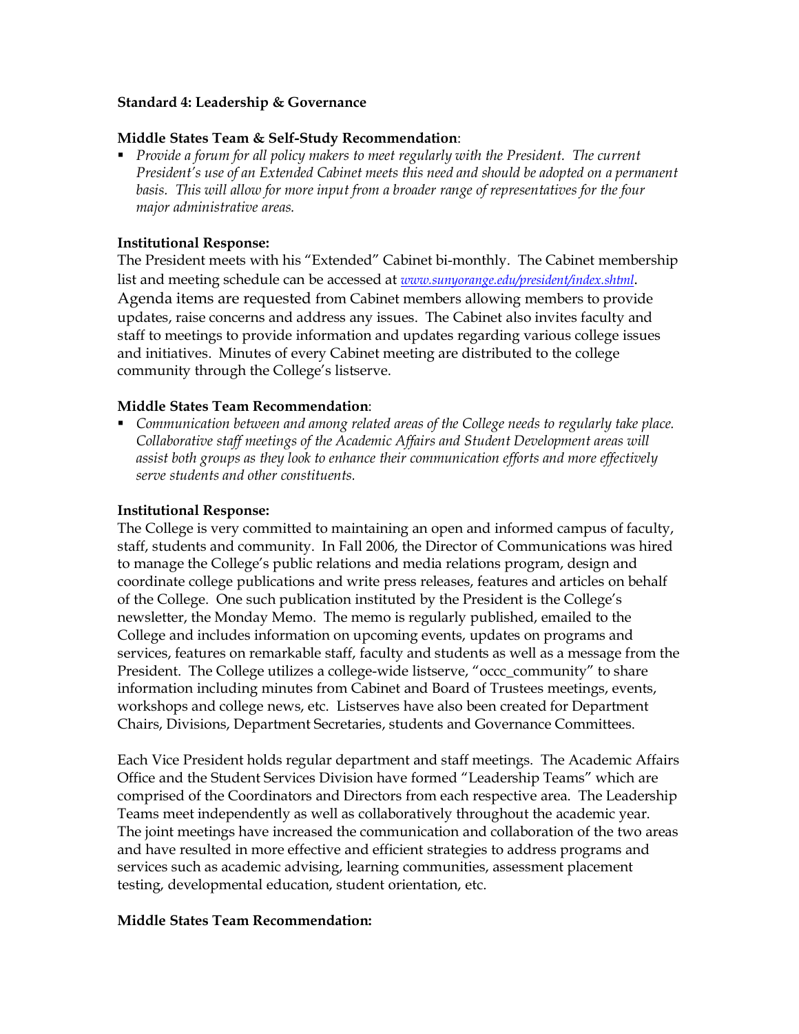**Standard 4: Leadership & Governance**

**Middle States Team & Self-Study Recommendation**:

- *Provide a forum for all policy makers to meet regularly with the President. The current President's use of an Extended Cabinet meets this need and should be adopted on a permanent basis. This will allow for more input from a broader range of representatives for the four major administrative areas.*

**Institutional Response:**

The President meets with his "Extended" Cabinet bi-monthly. The Cabinet membership list and meeting schedule can be accessed at *www.sunyorange.edu/president/index.shtml*. Agenda items are requested from Cabinet members allowing members to provide updates, raise concerns and address any issues. The Cabinet also invites faculty and staff to meetings to provide information and updates regarding various college issues and initiatives. Minutes of every Cabinet meeting are distributed to the college community through the College's listserve.

**Middle States Team Recommendation**:

- *Communication between and among related areas of the College needs to regularly take place. Collaborative staff meetings of the Academic Affairs and Student Development areas will assist both groups as they look to enhance their communication efforts and more effectively serve students and other constituents.*

**Institutional Response:**

The College is very committed to maintaining an open and informed campus of faculty, staff, students and community. In Fall 2006, the Director of Communications was hired to manage the College's public relations and media relations program, design and coordinate college publications and write press releases, features and articles on behalf of the College. One such publication instituted by the President is the College's newsletter, the Monday Memo. The memo is regularly published, emailed to the College and includes information on upcoming events, updates on programs and services, features on remarkable staff, faculty and students as well as a message from the President. The College utilizes a college-wide listserve, "occc_community" to share information including minutes from Cabinet and Board of Trustees meetings, events, workshops and college news, etc. Listserves have also been created for Department Chairs, Divisions, Department Secretaries, students and Governance Committees.

Each Vice President holds regular department and staff meetings. The Academic Affairs Office and the Student Services Division have formed "Leadership Teams" which are comprised of the Coordinators and Directors from each respective area. The Leadership Teams meet independently as well as collaboratively throughout the academic year. The joint meetings have increased the communication and collaboration of the two areas and have resulted in more effective and efficient strategies to address programs and services such as academic advising, learning communities, assessment placement testing, developmental education, student orientation, etc.

**Middle States Team Recommendation:**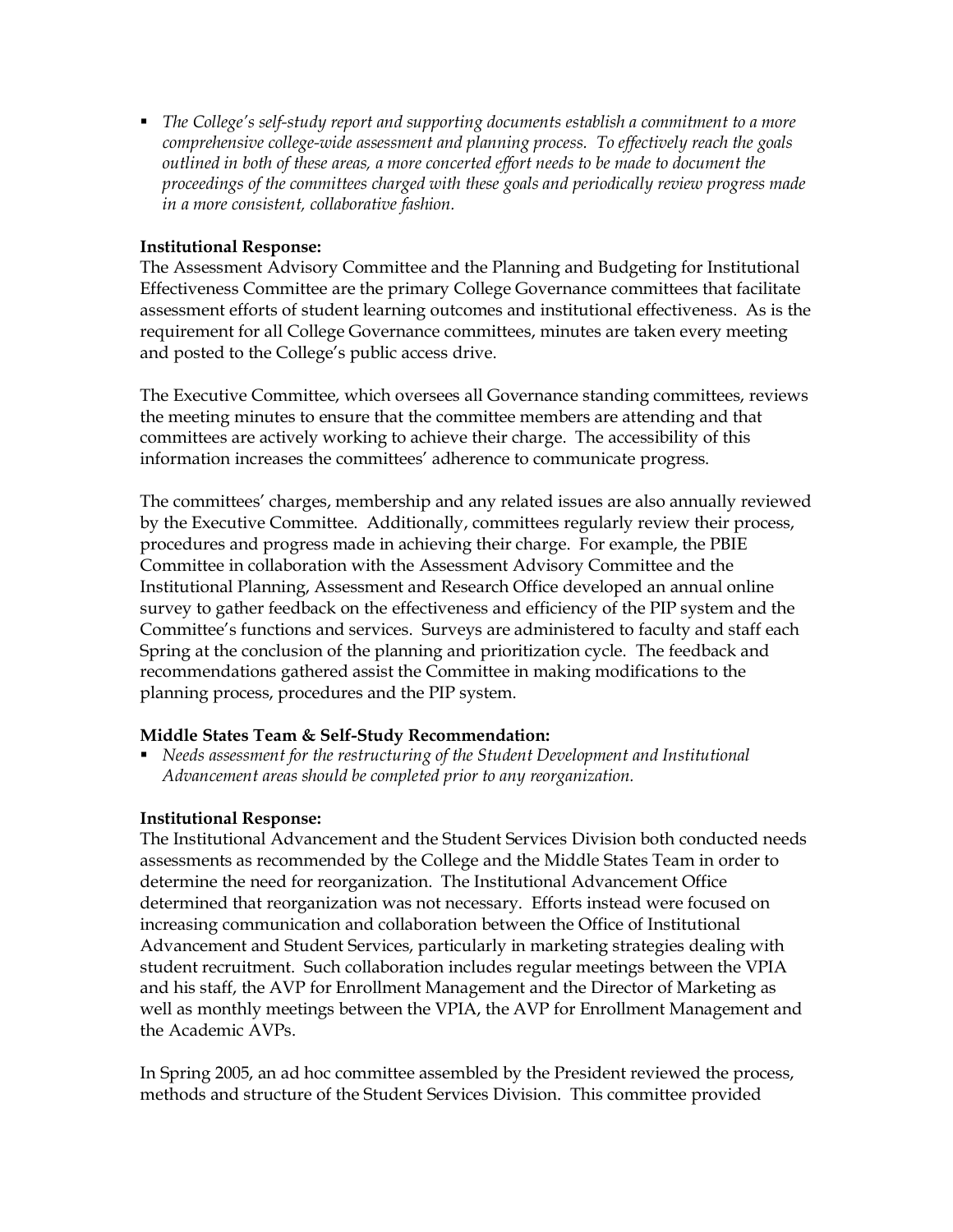- *The College's self-study report and supporting documents establish a commitment to a more comprehensive college-wide assessment and planning process. To effectively reach the goals outlined in both of these areas, a more concerted effort needs to be made to document the proceedings of the committees charged with these goals and periodically review progress made in a more consistent, collaborative fashion.*

**Institutional Response:**

The Assessment Advisory Committee and the Planning and Budgeting for Institutional Effectiveness Committee are the primary College Governance committees that facilitate assessment efforts of student learning outcomes and institutional effectiveness. As is the requirement for all College Governance committees, minutes are taken every meeting and posted to the College's public access drive.

The Executive Committee, which oversees all Governance standing committees, reviews the meeting minutes to ensure that the committee members are attending and that committees are actively working to achieve their charge. The accessibility of this information increases the committees' adherence to communicate progress.

The committees' charges, membership and any related issues are also annually reviewed by the Executive Committee. Additionally, committees regularly review their process, procedures and progress made in achieving their charge. For example, the PBIE Committee in collaboration with the Assessment Advisory Committee and the Institutional Planning, Assessment and Research Office developed an annual online survey to gather feedback on the effectiveness and efficiency of the PIP system and the Committee's functions and services. Surveys are administered to faculty and staff each Spring at the conclusion of the planning and prioritization cycle. The feedback and recommendations gathered assist the Committee in making modifications to the planning process, procedures and the PIP system.

**Middle States Team & Self-Study Recommendation:**

- *Needs assessment for the restructuring of the Student Development and Institutional Advancement areas should be completed prior to any reorganization.*

**Institutional Response:**

The Institutional Advancement and the Student Services Division both conducted needs assessments as recommended by the College and the Middle States Team in order to determine the need for reorganization. The Institutional Advancement Office determined that reorganization was not necessary. Efforts instead were focused on increasing communication and collaboration between the Office of Institutional Advancement and Student Services, particularly in marketing strategies dealing with student recruitment. Such collaboration includes regular meetings between the VPIA and his staff, the AVP for Enrollment Management and the Director of Marketing as well as monthly meetings between the VPIA, the AVP for Enrollment Management and the Academic AVPs.

In Spring 2005, an ad hoc committee assembled by the President reviewed the process, methods and structure of the Student Services Division. This committee provided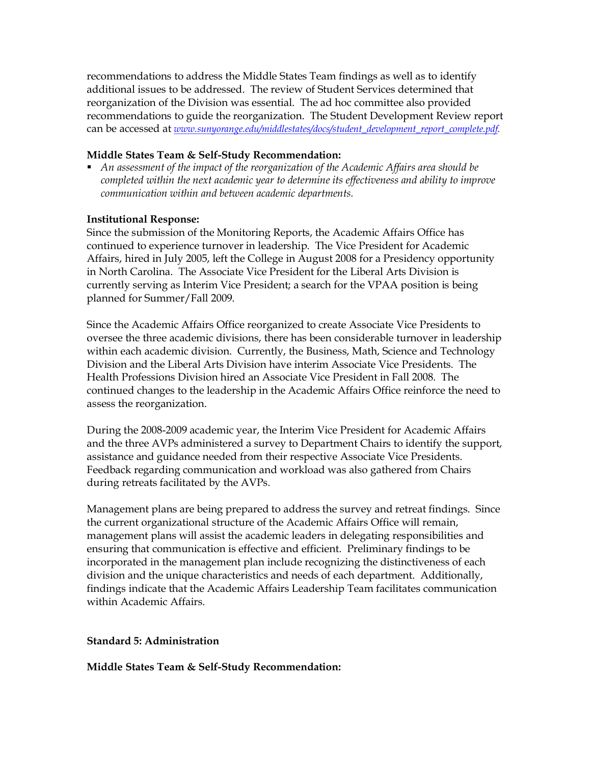recommendations to address the Middle States Team findings as well as to identify additional issues to be addressed. The review of Student Services determined that reorganization of the Division was essential. The ad hoc committee also provided recommendations to guide the reorganization. The Student Development Review report can be accessed at *www.sunyorange.edu/middlestates/docs/student_development_report_complete.pdf*.

**Middle States Team & Self-Study Recommendation:**

- *An assessment of the impact of the reorganization of the Academic Affairs area should be completed within the next academic year to determine its effectiveness and ability to improve communication within and between academic departments.*

**Institutional Response:**

Since the submission of the Monitoring Reports, the Academic Affairs Office has continued to experience turnover in leadership. The Vice President for Academic Affairs, hired in July 2005, left the College in August 2008 for a Presidency opportunity in North Carolina. The Associate Vice President for the Liberal Arts Division is currently serving as Interim Vice President; a search for the VPAA position is being planned for Summer/Fall 2009.

Since the Academic Affairs Office reorganized to create Associate Vice Presidents to oversee the three academic divisions, there has been considerable turnover in leadership within each academic division. Currently, the Business, Math, Science and Technology Division and the Liberal Arts Division have interim Associate Vice Presidents. The Health Professions Division hired an Associate Vice President in Fall 2008. The continued changes to the leadership in the Academic Affairs Office reinforce the need to assess the reorganization.

During the 2008-2009 academic year, the Interim Vice President for Academic Affairs and the three AVPs administered a survey to Department Chairs to identify the support, assistance and guidance needed from their respective Associate Vice Presidents. Feedback regarding communication and workload was also gathered from Chairs during retreats facilitated by the AVPs.

Management plans are being prepared to address the survey and retreat findings. Since the current organizational structure of the Academic Affairs Office will remain, management plans will assist the academic leaders in delegating responsibilities and ensuring that communication is effective and efficient. Preliminary findings to be incorporated in the management plan include recognizing the distinctiveness of each division and the unique characteristics and needs of each department. Additionally, findings indicate that the Academic Affairs Leadership Team facilitates communication within Academic Affairs.

**Standard 5: Administration**

**Middle States Team & Self-Study Recommendation:**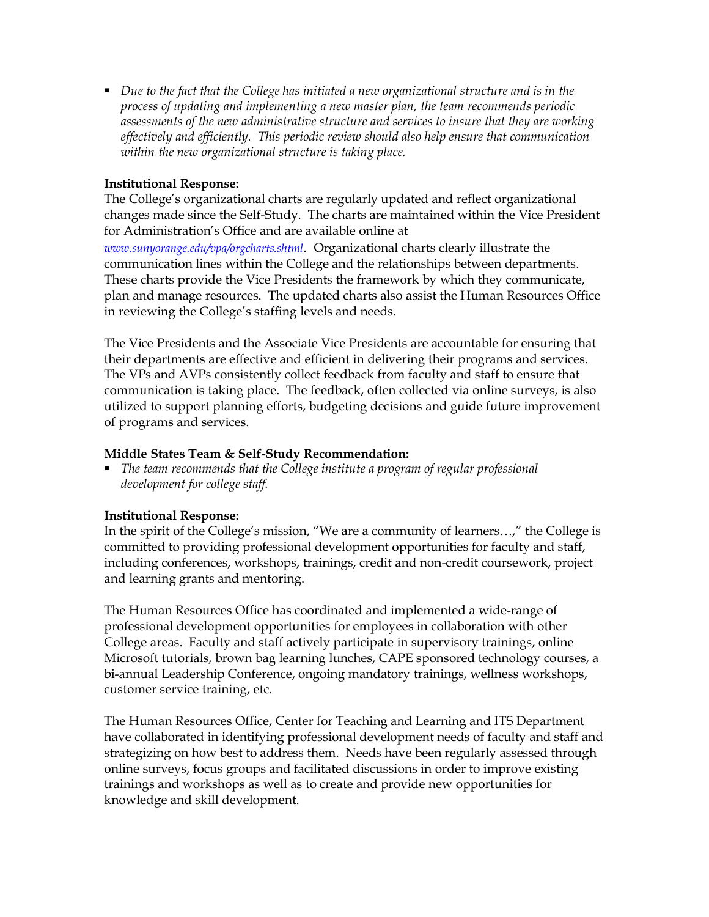- *Due to the fact that the College has initiated a new organizational structure and is in the process of updating and implementing a new master plan, the team recommends periodic assessments of the new administrative structure and services to insure that they are working effectively and efficiently. This periodic review should also help ensure that communication within the new organizational structure is taking place.*

**Institutional Response:**
The College's organizational charts are regularly updated and reflect organizational changes made since the Self-Study. The charts are maintained within the Vice President for Administration's Office and are available online at www.sunyorange.edu/vpa/orgcharts.shtml. Organizational charts clearly illustrate the communication lines within the College and the relationships between departments. These charts provide the Vice Presidents the framework by which they communicate, plan and manage resources. The updated charts also assist the Human Resources Office in reviewing the College's staffing levels and needs.

The Vice Presidents and the Associate Vice Presidents are accountable for ensuring that their departments are effective and efficient in delivering their programs and services. The VPs and AVPs consistently collect feedback from faculty and staff to ensure that communication is taking place. The feedback, often collected via online surveys, is also utilized to support planning efforts, budgeting decisions and guide future improvement of programs and services.

**Middle States Team & Self-Study Recommendation:**

- *The team recommends that the College institute a program of regular professional development for college staff.*

**Institutional Response:**
In the spirit of the College's mission, "We are a community of learners…," the College is committed to providing professional development opportunities for faculty and staff, including conferences, workshops, trainings, credit and non-credit coursework, project and learning grants and mentoring.

The Human Resources Office has coordinated and implemented a wide-range of professional development opportunities for employees in collaboration with other College areas. Faculty and staff actively participate in supervisory trainings, online Microsoft tutorials, brown bag learning lunches, CAPE sponsored technology courses, a bi-annual Leadership Conference, ongoing mandatory trainings, wellness workshops, customer service training, etc.

The Human Resources Office, Center for Teaching and Learning and ITS Department have collaborated in identifying professional development needs of faculty and staff and strategizing on how best to address them. Needs have been regularly assessed through online surveys, focus groups and facilitated discussions in order to improve existing trainings and workshops as well as to create and provide new opportunities for knowledge and skill development.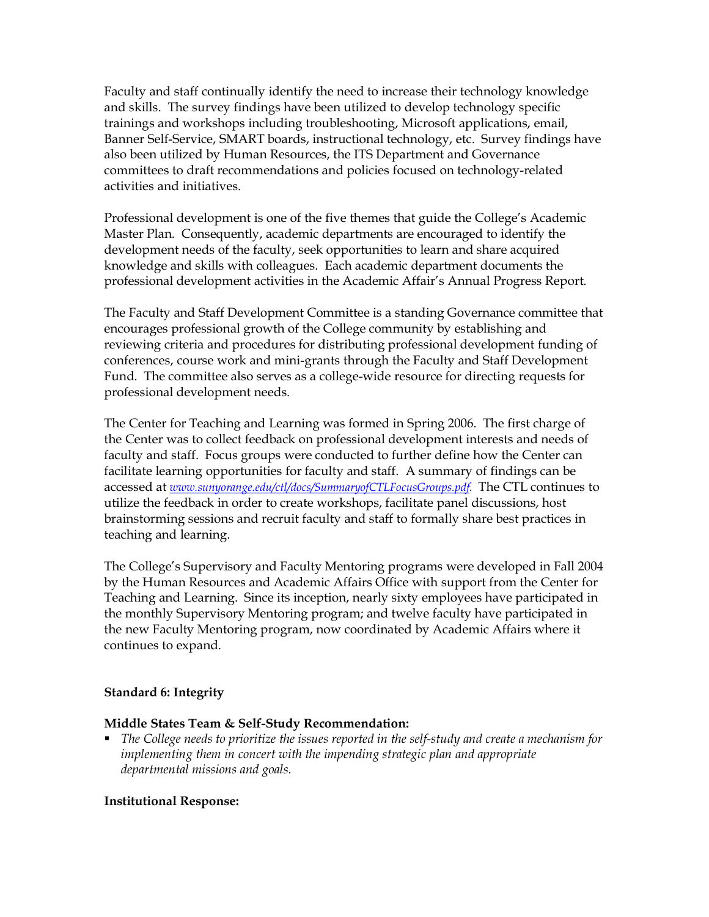Faculty and staff continually identify the need to increase their technology knowledge and skills. The survey findings have been utilized to develop technology specific trainings and workshops including troubleshooting, Microsoft applications, email, Banner Self-Service, SMART boards, instructional technology, etc. Survey findings have also been utilized by Human Resources, the ITS Department and Governance committees to draft recommendations and policies focused on technology-related activities and initiatives.

Professional development is one of the five themes that guide the College's Academic Master Plan. Consequently, academic departments are encouraged to identify the development needs of the faculty, seek opportunities to learn and share acquired knowledge and skills with colleagues. Each academic department documents the professional development activities in the Academic Affair's Annual Progress Report.

The Faculty and Staff Development Committee is a standing Governance committee that encourages professional growth of the College community by establishing and reviewing criteria and procedures for distributing professional development funding of conferences, course work and mini-grants through the Faculty and Staff Development Fund. The committee also serves as a college-wide resource for directing requests for professional development needs.

The Center for Teaching and Learning was formed in Spring 2006. The first charge of the Center was to collect feedback on professional development interests and needs of faculty and staff. Focus groups were conducted to further define how the Center can facilitate learning opportunities for faculty and staff. A summary of findings can be accessed at *www.sunyorange.edu/ctl/docs/SummaryofCTLFocusGroups.pdf*. The CTL continues to utilize the feedback in order to create workshops, facilitate panel discussions, host brainstorming sessions and recruit faculty and staff to formally share best practices in teaching and learning.

The College's Supervisory and Faculty Mentoring programs were developed in Fall 2004 by the Human Resources and Academic Affairs Office with support from the Center for Teaching and Learning. Since its inception, nearly sixty employees have participated in the monthly Supervisory Mentoring program; and twelve faculty have participated in the new Faculty Mentoring program, now coordinated by Academic Affairs where it continues to expand.

**Standard 6: Integrity**

**Middle States Team & Self-Study Recommendation:**

- *The College needs to prioritize the issues reported in the self-study and create a mechanism for implementing them in concert with the impending strategic plan and appropriate departmental missions and goals.*

**Institutional Response:**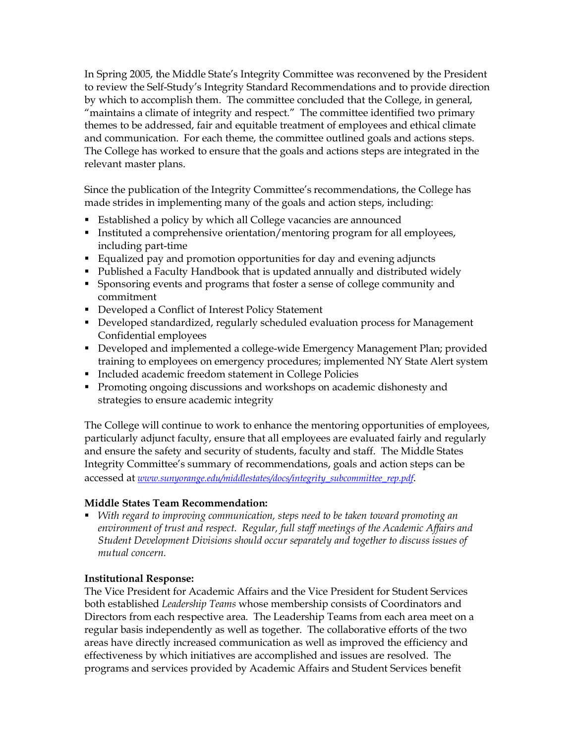In Spring 2005, the Middle State's Integrity Committee was reconvened by the President to review the Self-Study's Integrity Standard Recommendations and to provide direction by which to accomplish them. The committee concluded that the College, in general, "maintains a climate of integrity and respect." The committee identified two primary themes to be addressed, fair and equitable treatment of employees and ethical climate and communication. For each theme, the committee outlined goals and actions steps. The College has worked to ensure that the goals and actions steps are integrated in the relevant master plans.

Since the publication of the Integrity Committee's recommendations, the College has made strides in implementing many of the goals and action steps, including:

- Established a policy by which all College vacancies are announced
- Instituted a comprehensive orientation/mentoring program for all employees, including part-time
- Equalized pay and promotion opportunities for day and evening adjuncts
- Published a Faculty Handbook that is updated annually and distributed widely
- Sponsoring events and programs that foster a sense of college community and commitment
- Developed a Conflict of Interest Policy Statement
- Developed standardized, regularly scheduled evaluation process for Management Confidential employees
- Developed and implemented a college-wide Emergency Management Plan; provided training to employees on emergency procedures; implemented NY State Alert system
- Included academic freedom statement in College Policies
- Promoting ongoing discussions and workshops on academic dishonesty and strategies to ensure academic integrity

The College will continue to work to enhance the mentoring opportunities of employees, particularly adjunct faculty, ensure that all employees are evaluated fairly and regularly and ensure the safety and security of students, faculty and staff. The Middle States Integrity Committee's summary of recommendations, goals and action steps can be accessed at *www.sunyorange.edu/middlestates/docs/integrity_subcommittee_rep.pdf*.

**Middle States Team Recommendation:**

- *With regard to improving communication, steps need to be taken toward promoting an environment of trust and respect. Regular, full staff meetings of the Academic Affairs and Student Development Divisions should occur separately and together to discuss issues of mutual concern.*

**Institutional Response:**

The Vice President for Academic Affairs and the Vice President for Student Services both established *Leadership Teams* whose membership consists of Coordinators and Directors from each respective area. The Leadership Teams from each area meet on a regular basis independently as well as together. The collaborative efforts of the two areas have directly increased communication as well as improved the efficiency and effectiveness by which initiatives are accomplished and issues are resolved. The programs and services provided by Academic Affairs and Student Services benefit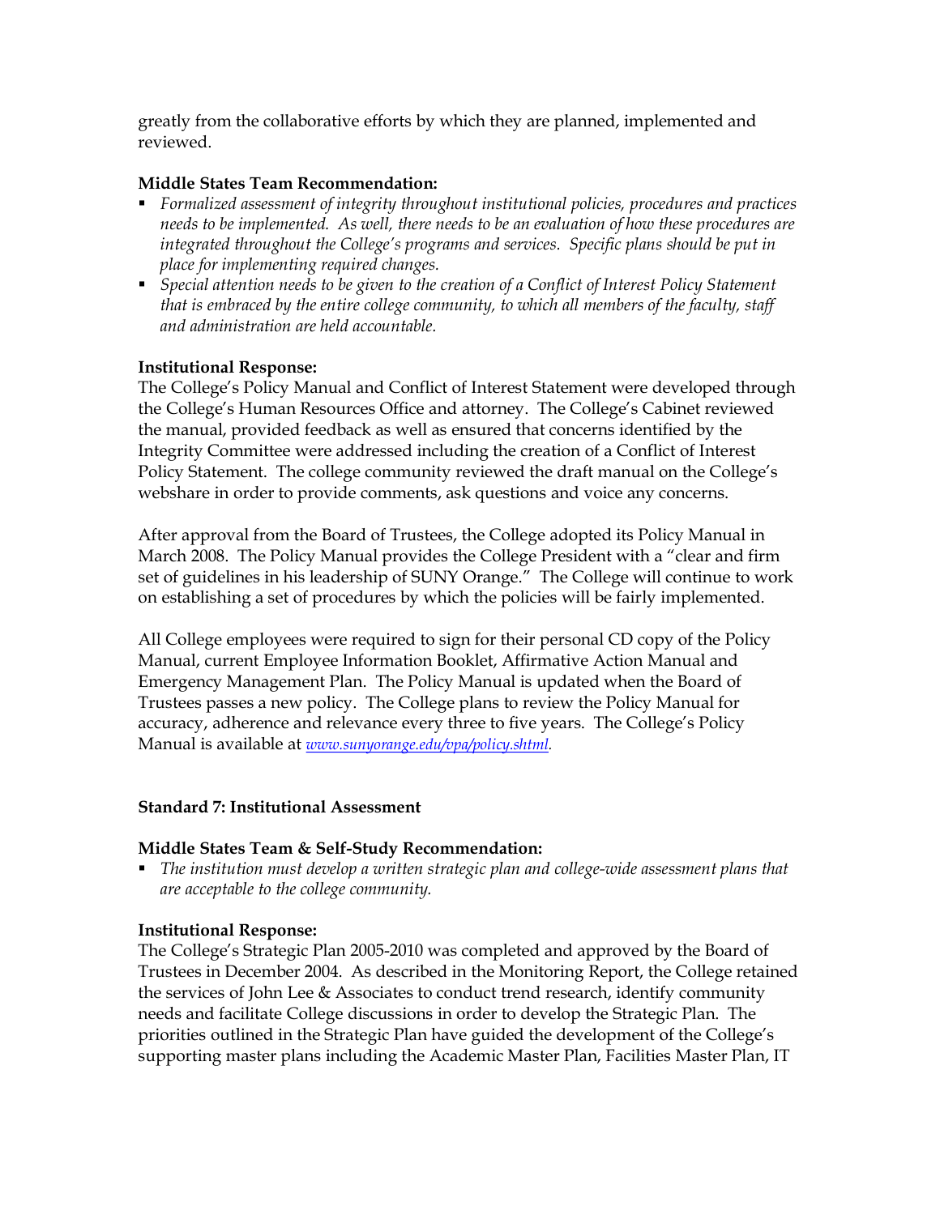greatly from the collaborative efforts by which they are planned, implemented and reviewed.

**Middle States Team Recommendation:**

- *Formalized assessment of integrity throughout institutional policies, procedures and practices needs to be implemented. As well, there needs to be an evaluation of how these procedures are integrated throughout the College's programs and services. Specific plans should be put in place for implementing required changes.*
- *Special attention needs to be given to the creation of a Conflict of Interest Policy Statement that is embraced by the entire college community, to which all members of the faculty, staff and administration are held accountable.*

**Institutional Response:**

The College's Policy Manual and Conflict of Interest Statement were developed through the College's Human Resources Office and attorney. The College's Cabinet reviewed the manual, provided feedback as well as ensured that concerns identified by the Integrity Committee were addressed including the creation of a Conflict of Interest Policy Statement. The college community reviewed the draft manual on the College's webshare in order to provide comments, ask questions and voice any concerns.

After approval from the Board of Trustees, the College adopted its Policy Manual in March 2008. The Policy Manual provides the College President with a "clear and firm set of guidelines in his leadership of SUNY Orange." The College will continue to work on establishing a set of procedures by which the policies will be fairly implemented.

All College employees were required to sign for their personal CD copy of the Policy Manual, current Employee Information Booklet, Affirmative Action Manual and Emergency Management Plan. The Policy Manual is updated when the Board of Trustees passes a new policy. The College plans to review the Policy Manual for accuracy, adherence and relevance every three to five years. The College's Policy Manual is available at *www.sunyorange.edu/vpa/policy.shtml.*

**Standard 7: Institutional Assessment**

**Middle States Team & Self-Study Recommendation:**

- *The institution must develop a written strategic plan and college-wide assessment plans that are acceptable to the college community.*

**Institutional Response:**

The College's Strategic Plan 2005-2010 was completed and approved by the Board of Trustees in December 2004. As described in the Monitoring Report, the College retained the services of John Lee & Associates to conduct trend research, identify community needs and facilitate College discussions in order to develop the Strategic Plan. The priorities outlined in the Strategic Plan have guided the development of the College's supporting master plans including the Academic Master Plan, Facilities Master Plan, IT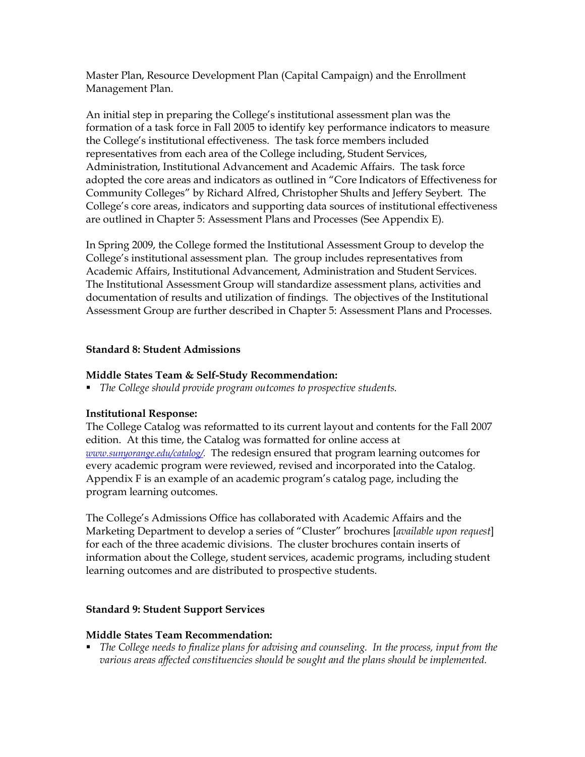Master Plan, Resource Development Plan (Capital Campaign) and the Enrollment Management Plan.

An initial step in preparing the College's institutional assessment plan was the formation of a task force in Fall 2005 to identify key performance indicators to measure the College's institutional effectiveness. The task force members included representatives from each area of the College including, Student Services, Administration, Institutional Advancement and Academic Affairs. The task force adopted the core areas and indicators as outlined in "Core Indicators of Effectiveness for Community Colleges" by Richard Alfred, Christopher Shults and Jeffery Seybert. The College's core areas, indicators and supporting data sources of institutional effectiveness are outlined in Chapter 5: Assessment Plans and Processes (See Appendix E).

In Spring 2009, the College formed the Institutional Assessment Group to develop the College's institutional assessment plan. The group includes representatives from Academic Affairs, Institutional Advancement, Administration and Student Services. The Institutional Assessment Group will standardize assessment plans, activities and documentation of results and utilization of findings. The objectives of the Institutional Assessment Group are further described in Chapter 5: Assessment Plans and Processes.

**Standard 8: Student Admissions**

**Middle States Team & Self-Study Recommendation:**

- *The College should provide program outcomes to prospective students.*

**Institutional Response:**

The College Catalog was reformatted to its current layout and contents for the Fall 2007 edition. At this time, the Catalog was formatted for online access at *www.sunyorange.edu/catalog/.* The redesign ensured that program learning outcomes for every academic program were reviewed, revised and incorporated into the Catalog. Appendix F is an example of an academic program's catalog page, including the program learning outcomes.

The College's Admissions Office has collaborated with Academic Affairs and the Marketing Department to develop a series of "Cluster" brochures [*available upon request*] for each of the three academic divisions. The cluster brochures contain inserts of information about the College, student services, academic programs, including student learning outcomes and are distributed to prospective students.

**Standard 9: Student Support Services**

**Middle States Team Recommendation:**

- *The College needs to finalize plans for advising and counseling. In the process, input from the various areas affected constituencies should be sought and the plans should be implemented.*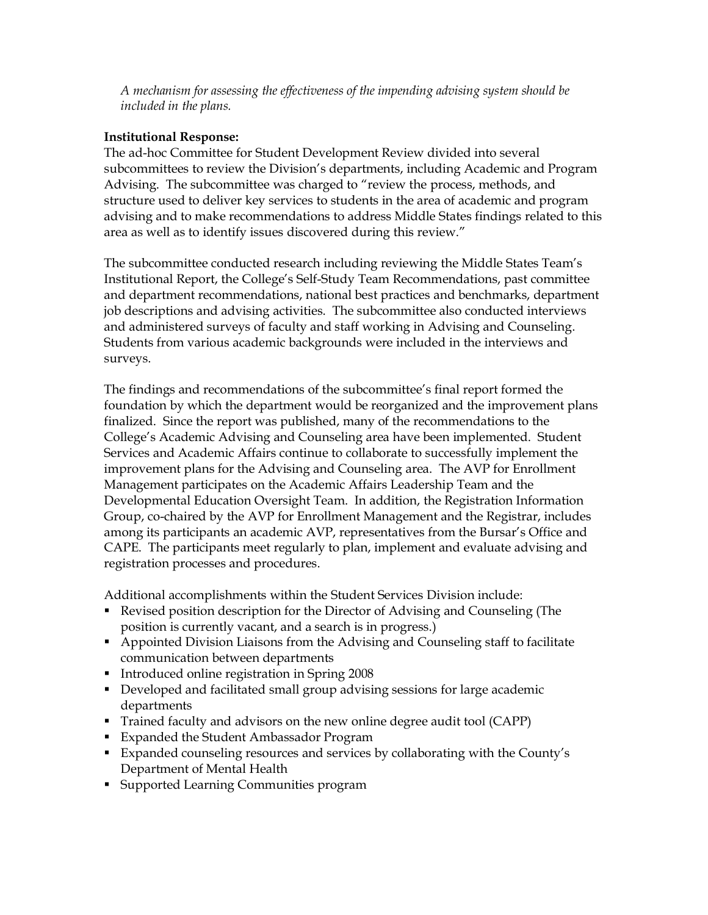*A mechanism for assessing the effectiveness of the impending advising system should be included in the plans.*

**Institutional Response:**
The ad-hoc Committee for Student Development Review divided into several subcommittees to review the Division's departments, including Academic and Program Advising. The subcommittee was charged to "review the process, methods, and structure used to deliver key services to students in the area of academic and program advising and to make recommendations to address Middle States findings related to this area as well as to identify issues discovered during this review."

The subcommittee conducted research including reviewing the Middle States Team's Institutional Report, the College's Self-Study Team Recommendations, past committee and department recommendations, national best practices and benchmarks, department job descriptions and advising activities. The subcommittee also conducted interviews and administered surveys of faculty and staff working in Advising and Counseling. Students from various academic backgrounds were included in the interviews and surveys.

The findings and recommendations of the subcommittee's final report formed the foundation by which the department would be reorganized and the improvement plans finalized. Since the report was published, many of the recommendations to the College's Academic Advising and Counseling area have been implemented. Student Services and Academic Affairs continue to collaborate to successfully implement the improvement plans for the Advising and Counseling area. The AVP for Enrollment Management participates on the Academic Affairs Leadership Team and the Developmental Education Oversight Team. In addition, the Registration Information Group, co-chaired by the AVP for Enrollment Management and the Registrar, includes among its participants an academic AVP, representatives from the Bursar's Office and CAPE. The participants meet regularly to plan, implement and evaluate advising and registration processes and procedures.

Additional accomplishments within the Student Services Division include:

- Revised position description for the Director of Advising and Counseling (The position is currently vacant, and a search is in progress.)
- Appointed Division Liaisons from the Advising and Counseling staff to facilitate communication between departments
- Introduced online registration in Spring 2008
- Developed and facilitated small group advising sessions for large academic departments
- Trained faculty and advisors on the new online degree audit tool (CAPP)
- Expanded the Student Ambassador Program
- Expanded counseling resources and services by collaborating with the County's Department of Mental Health
- Supported Learning Communities program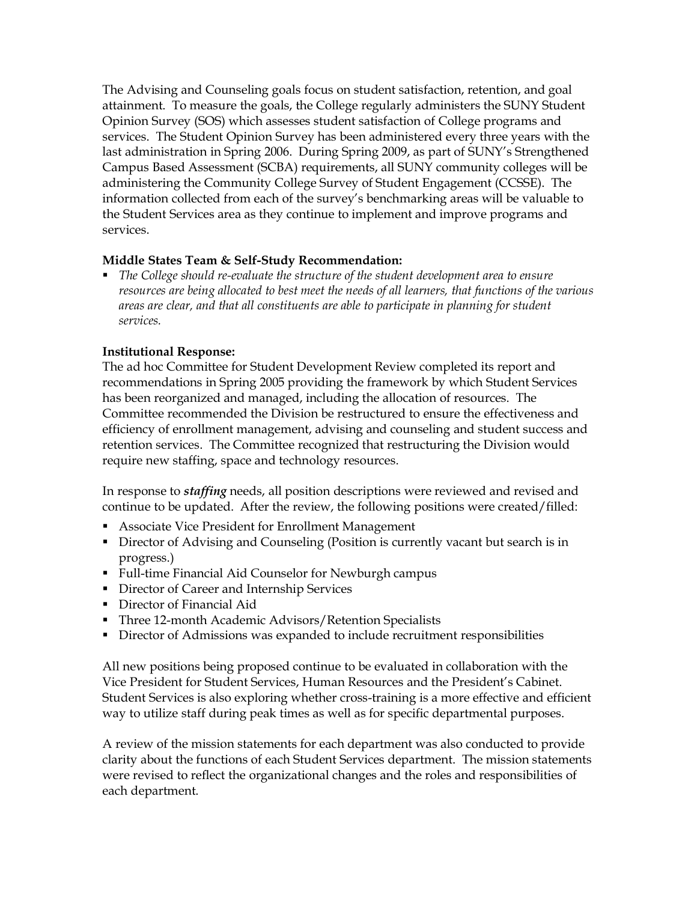The Advising and Counseling goals focus on student satisfaction, retention, and goal attainment. To measure the goals, the College regularly administers the SUNY Student Opinion Survey (SOS) which assesses student satisfaction of College programs and services. The Student Opinion Survey has been administered every three years with the last administration in Spring 2006. During Spring 2009, as part of SUNY's Strengthened Campus Based Assessment (SCBA) requirements, all SUNY community colleges will be administering the Community College Survey of Student Engagement (CCSSE). The information collected from each of the survey's benchmarking areas will be valuable to the Student Services area as they continue to implement and improve programs and services.

**Middle States Team & Self-Study Recommendation:**

- *The College should re-evaluate the structure of the student development area to ensure resources are being allocated to best meet the needs of all learners, that functions of the various areas are clear, and that all constituents are able to participate in planning for student services.*

**Institutional Response:**

The ad hoc Committee for Student Development Review completed its report and recommendations in Spring 2005 providing the framework by which Student Services has been reorganized and managed, including the allocation of resources. The Committee recommended the Division be restructured to ensure the effectiveness and efficiency of enrollment management, advising and counseling and student success and retention services. The Committee recognized that restructuring the Division would require new staffing, space and technology resources.

In response to ***staffing*** needs, all position descriptions were reviewed and revised and continue to be updated. After the review, the following positions were created/filled:

- Associate Vice President for Enrollment Management
- Director of Advising and Counseling (Position is currently vacant but search is in progress.)
- Full-time Financial Aid Counselor for Newburgh campus
- Director of Career and Internship Services
- Director of Financial Aid
- Three 12-month Academic Advisors/Retention Specialists
- Director of Admissions was expanded to include recruitment responsibilities

All new positions being proposed continue to be evaluated in collaboration with the Vice President for Student Services, Human Resources and the President's Cabinet. Student Services is also exploring whether cross-training is a more effective and efficient way to utilize staff during peak times as well as for specific departmental purposes.

A review of the mission statements for each department was also conducted to provide clarity about the functions of each Student Services department. The mission statements were revised to reflect the organizational changes and the roles and responsibilities of each department.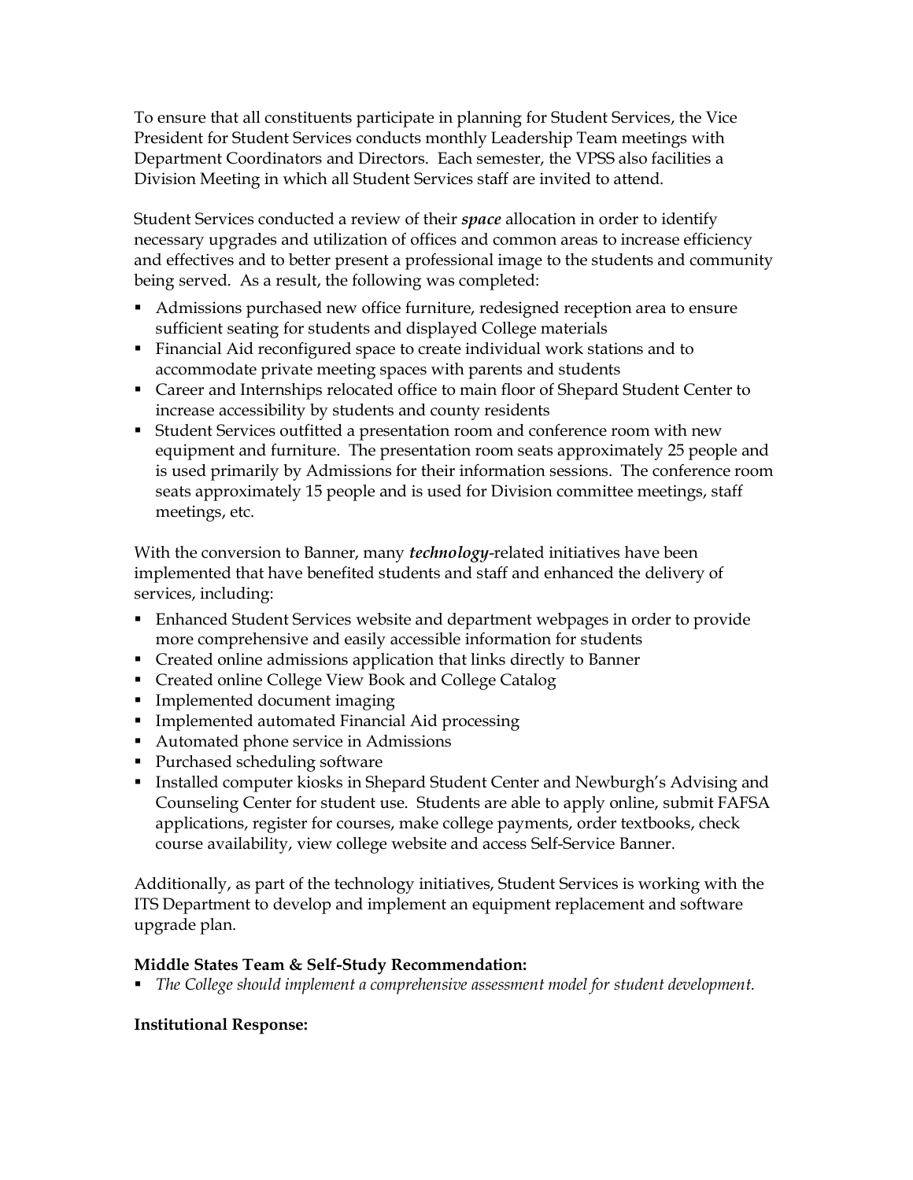To ensure that all constituents participate in planning for Student Services, the Vice President for Student Services conducts monthly Leadership Team meetings with Department Coordinators and Directors. Each semester, the VPSS also facilities a Division Meeting in which all Student Services staff are invited to attend.

Student Services conducted a review of their ***space*** allocation in order to identify necessary upgrades and utilization of offices and common areas to increase efficiency and effectives and to better present a professional image to the students and community being served. As a result, the following was completed:

- Admissions purchased new office furniture, redesigned reception area to ensure sufficient seating for students and displayed College materials
- Financial Aid reconfigured space to create individual work stations and to accommodate private meeting spaces with parents and students
- Career and Internships relocated office to main floor of Shepard Student Center to increase accessibility by students and county residents
- Student Services outfitted a presentation room and conference room with new equipment and furniture. The presentation room seats approximately 25 people and is used primarily by Admissions for their information sessions. The conference room seats approximately 15 people and is used for Division committee meetings, staff meetings, etc.

With the conversion to Banner, many ***technology***-related initiatives have been implemented that have benefited students and staff and enhanced the delivery of services, including:

- Enhanced Student Services website and department webpages in order to provide more comprehensive and easily accessible information for students
- Created online admissions application that links directly to Banner
- Created online College View Book and College Catalog
- Implemented document imaging
- Implemented automated Financial Aid processing
- Automated phone service in Admissions
- Purchased scheduling software
- Installed computer kiosks in Shepard Student Center and Newburgh's Advising and Counseling Center for student use. Students are able to apply online, submit FAFSA applications, register for courses, make college payments, order textbooks, check course availability, view college website and access Self-Service Banner.

Additionally, as part of the technology initiatives, Student Services is working with the ITS Department to develop and implement an equipment replacement and software upgrade plan.

**Middle States Team & Self-Study Recommendation:**

- *The College should implement a comprehensive assessment model for student development.*

**Institutional Response:**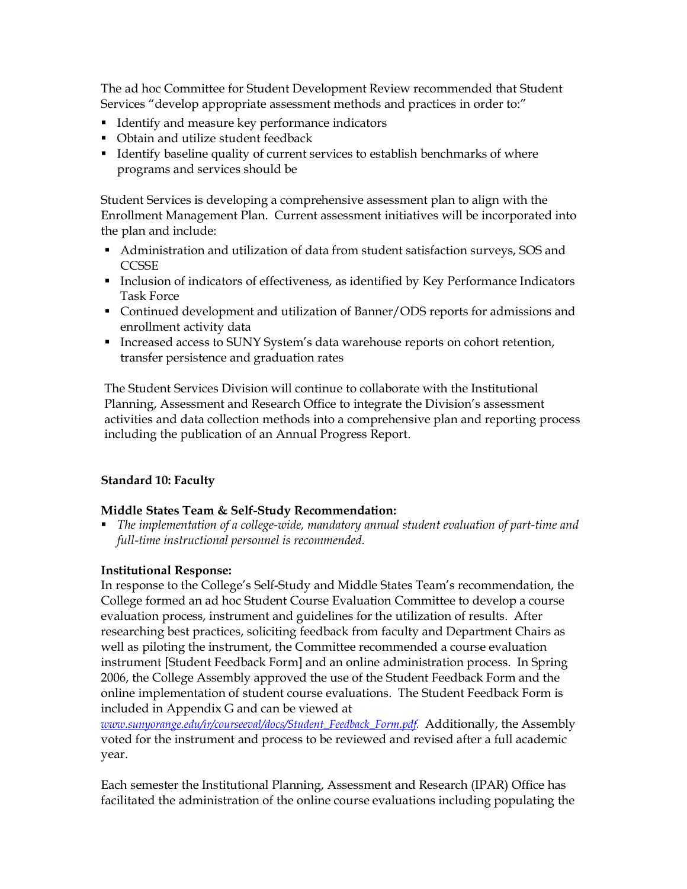The ad hoc Committee for Student Development Review recommended that Student Services "develop appropriate assessment methods and practices in order to:"

- Identify and measure key performance indicators
- Obtain and utilize student feedback
- Identify baseline quality of current services to establish benchmarks of where programs and services should be

Student Services is developing a comprehensive assessment plan to align with the Enrollment Management Plan. Current assessment initiatives will be incorporated into the plan and include:

- Administration and utilization of data from student satisfaction surveys, SOS and CCSSE
- Inclusion of indicators of effectiveness, as identified by Key Performance Indicators Task Force
- Continued development and utilization of Banner/ODS reports for admissions and enrollment activity data
- Increased access to SUNY System's data warehouse reports on cohort retention, transfer persistence and graduation rates

The Student Services Division will continue to collaborate with the Institutional Planning, Assessment and Research Office to integrate the Division's assessment activities and data collection methods into a comprehensive plan and reporting process including the publication of an Annual Progress Report.

**Standard 10: Faculty**

**Middle States Team & Self-Study Recommendation:**

- *The implementation of a college-wide, mandatory annual student evaluation of part-time and full-time instructional personnel is recommended.*

**Institutional Response:**

In response to the College's Self-Study and Middle States Team's recommendation, the College formed an ad hoc Student Course Evaluation Committee to develop a course evaluation process, instrument and guidelines for the utilization of results. After researching best practices, soliciting feedback from faculty and Department Chairs as well as piloting the instrument, the Committee recommended a course evaluation instrument [Student Feedback Form] and an online administration process. In Spring 2006, the College Assembly approved the use of the Student Feedback Form and the online implementation of student course evaluations. The Student Feedback Form is included in Appendix G and can be viewed at *www.sunyorange.edu/ir/courseeval/docs/Student_Feedback_Form.pdf*. Additionally, the Assembly voted for the instrument and process to be reviewed and revised after a full academic year.

Each semester the Institutional Planning, Assessment and Research (IPAR) Office has facilitated the administration of the online course evaluations including populating the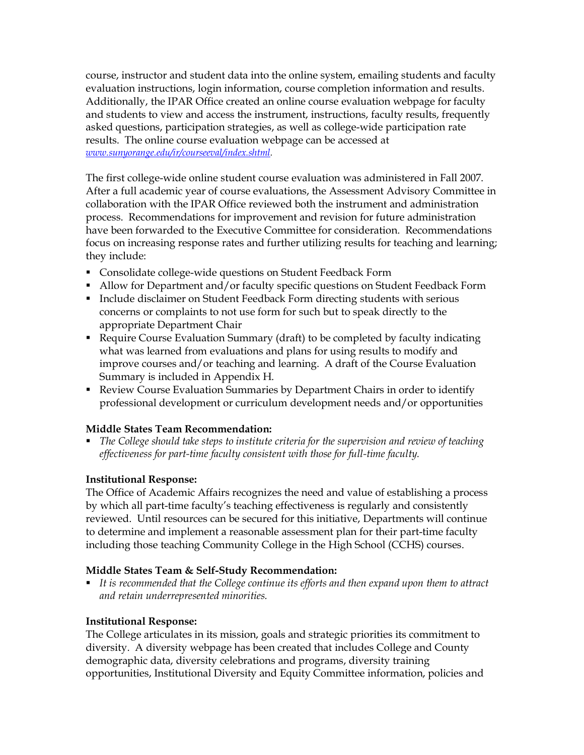course, instructor and student data into the online system, emailing students and faculty evaluation instructions, login information, course completion information and results. Additionally, the IPAR Office created an online course evaluation webpage for faculty and students to view and access the instrument, instructions, faculty results, frequently asked questions, participation strategies, as well as college-wide participation rate results. The online course evaluation webpage can be accessed at *www.sunyorange.edu/ir/courseeval/index.shtml*.

The first college-wide online student course evaluation was administered in Fall 2007. After a full academic year of course evaluations, the Assessment Advisory Committee in collaboration with the IPAR Office reviewed both the instrument and administration process. Recommendations for improvement and revision for future administration have been forwarded to the Executive Committee for consideration. Recommendations focus on increasing response rates and further utilizing results for teaching and learning; they include:

- Consolidate college-wide questions on Student Feedback Form
- Allow for Department and/or faculty specific questions on Student Feedback Form
- Include disclaimer on Student Feedback Form directing students with serious concerns or complaints to not use form for such but to speak directly to the appropriate Department Chair
- Require Course Evaluation Summary (draft) to be completed by faculty indicating what was learned from evaluations and plans for using results to modify and improve courses and/or teaching and learning. A draft of the Course Evaluation Summary is included in Appendix H.
- Review Course Evaluation Summaries by Department Chairs in order to identify professional development or curriculum development needs and/or opportunities

**Middle States Team Recommendation:**

- *The College should take steps to institute criteria for the supervision and review of teaching effectiveness for part-time faculty consistent with those for full-time faculty.*

**Institutional Response:**
The Office of Academic Affairs recognizes the need and value of establishing a process by which all part-time faculty's teaching effectiveness is regularly and consistently reviewed. Until resources can be secured for this initiative, Departments will continue to determine and implement a reasonable assessment plan for their part-time faculty including those teaching Community College in the High School (CCHS) courses.

**Middle States Team & Self-Study Recommendation:**

- *It is recommended that the College continue its efforts and then expand upon them to attract and retain underrepresented minorities.*

**Institutional Response:**
The College articulates in its mission, goals and strategic priorities its commitment to diversity. A diversity webpage has been created that includes College and County demographic data, diversity celebrations and programs, diversity training opportunities, Institutional Diversity and Equity Committee information, policies and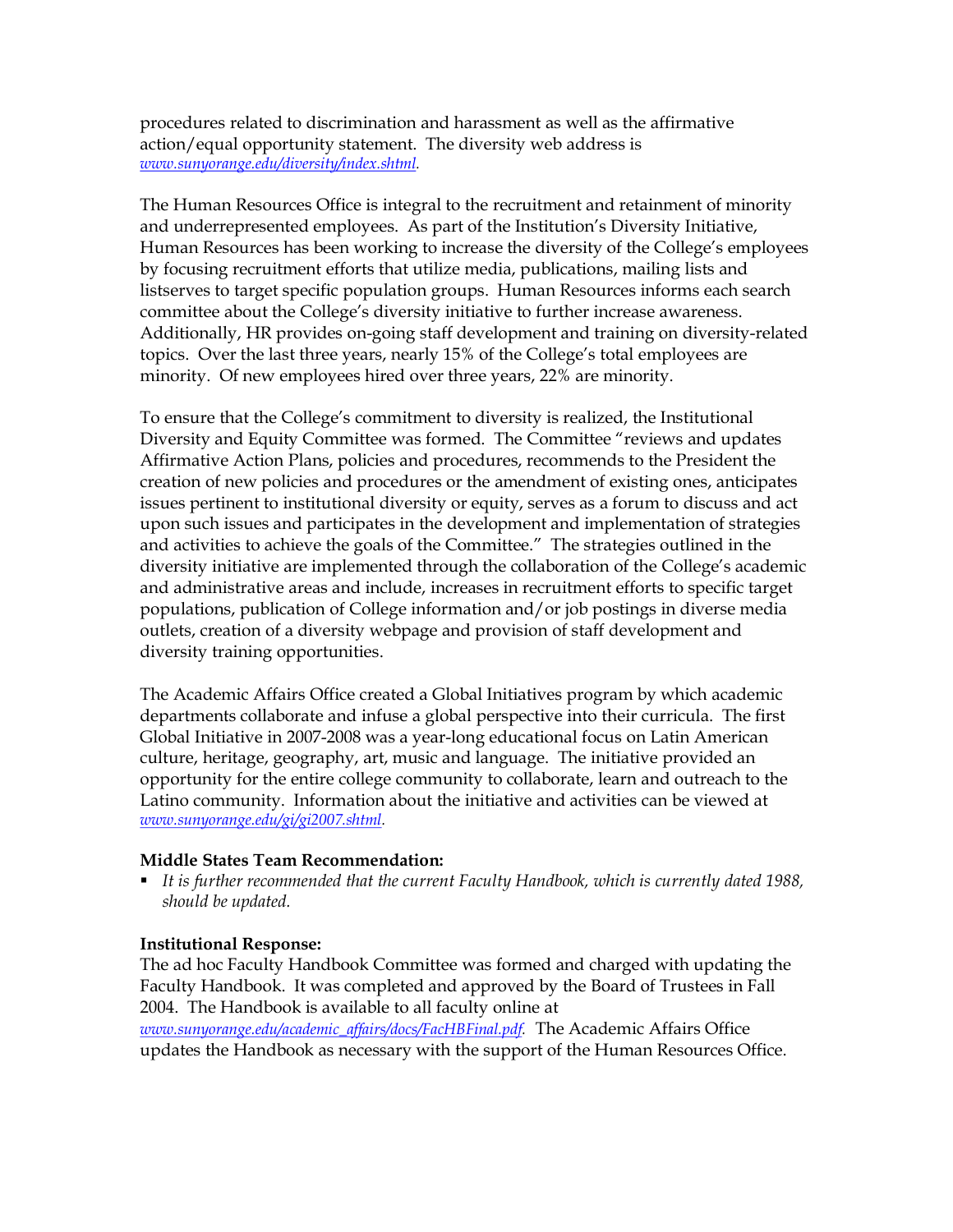procedures related to discrimination and harassment as well as the affirmative action/equal opportunity statement. The diversity web address is *www.sunyorange.edu/diversity/index.shtml.*

The Human Resources Office is integral to the recruitment and retainment of minority and underrepresented employees. As part of the Institution's Diversity Initiative, Human Resources has been working to increase the diversity of the College's employees by focusing recruitment efforts that utilize media, publications, mailing lists and listserves to target specific population groups. Human Resources informs each search committee about the College's diversity initiative to further increase awareness. Additionally, HR provides on-going staff development and training on diversity-related topics. Over the last three years, nearly 15% of the College's total employees are minority. Of new employees hired over three years, 22% are minority.

To ensure that the College's commitment to diversity is realized, the Institutional Diversity and Equity Committee was formed. The Committee "reviews and updates Affirmative Action Plans, policies and procedures, recommends to the President the creation of new policies and procedures or the amendment of existing ones, anticipates issues pertinent to institutional diversity or equity, serves as a forum to discuss and act upon such issues and participates in the development and implementation of strategies and activities to achieve the goals of the Committee." The strategies outlined in the diversity initiative are implemented through the collaboration of the College's academic and administrative areas and include, increases in recruitment efforts to specific target populations, publication of College information and/or job postings in diverse media outlets, creation of a diversity webpage and provision of staff development and diversity training opportunities.

The Academic Affairs Office created a Global Initiatives program by which academic departments collaborate and infuse a global perspective into their curricula. The first Global Initiative in 2007-2008 was a year-long educational focus on Latin American culture, heritage, geography, art, music and language. The initiative provided an opportunity for the entire college community to collaborate, learn and outreach to the Latino community. Information about the initiative and activities can be viewed at *www.sunyorange.edu/gi/gi2007.shtml.*

**Middle States Team Recommendation:**

- *It is further recommended that the current Faculty Handbook, which is currently dated 1988, should be updated.*

**Institutional Response:**

The ad hoc Faculty Handbook Committee was formed and charged with updating the Faculty Handbook. It was completed and approved by the Board of Trustees in Fall 2004. The Handbook is available to all faculty online at *www.sunyorange.edu/academic_affairs/docs/FacHBFinal.pdf.* The Academic Affairs Office updates the Handbook as necessary with the support of the Human Resources Office.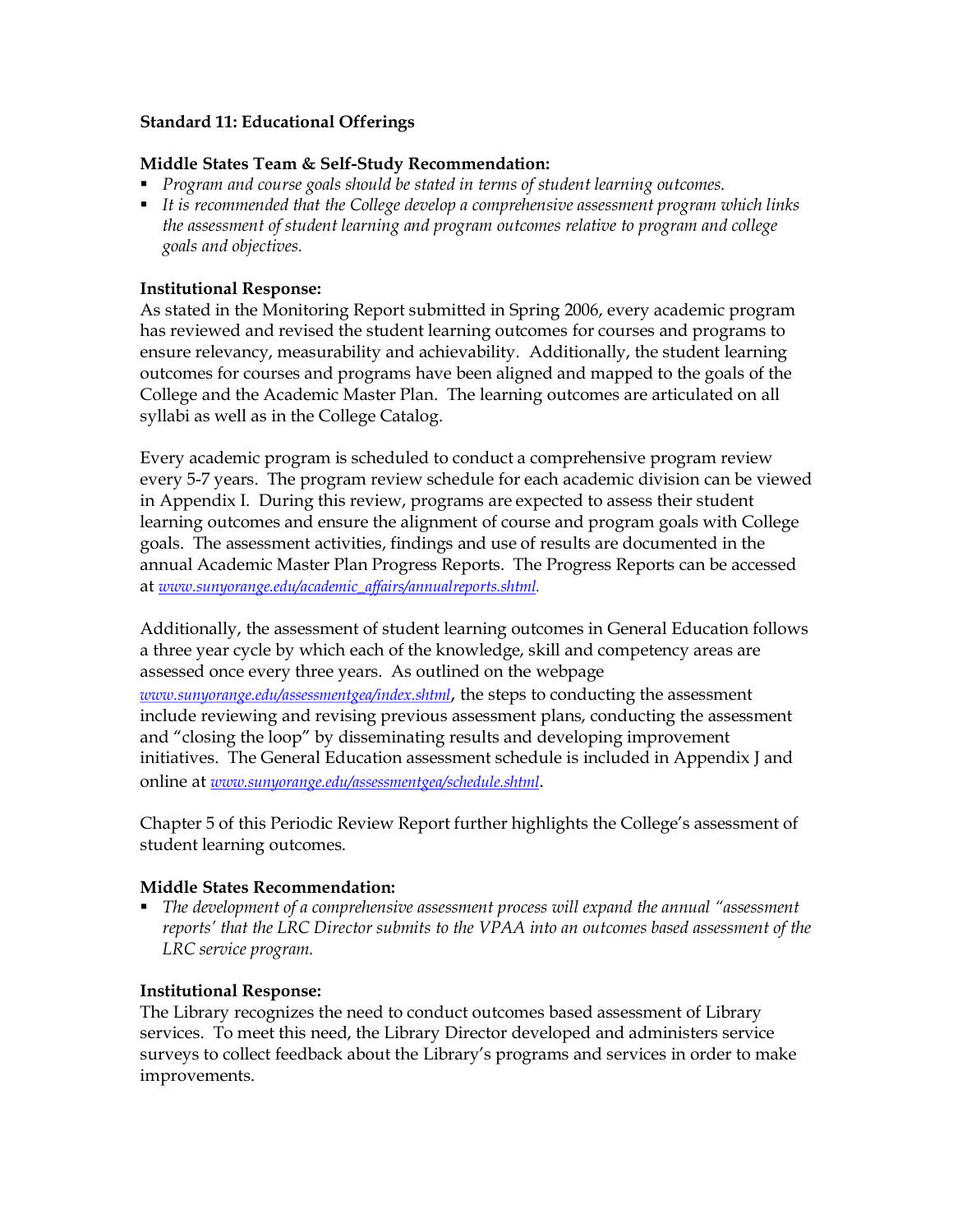**Standard 11: Educational Offerings**

**Middle States Team & Self-Study Recommendation:**

- *Program and course goals should be stated in terms of student learning outcomes.*
- *It is recommended that the College develop a comprehensive assessment program which links the assessment of student learning and program outcomes relative to program and college goals and objectives.*

**Institutional Response:**

As stated in the Monitoring Report submitted in Spring 2006, every academic program has reviewed and revised the student learning outcomes for courses and programs to ensure relevancy, measurability and achievability. Additionally, the student learning outcomes for courses and programs have been aligned and mapped to the goals of the College and the Academic Master Plan. The learning outcomes are articulated on all syllabi as well as in the College Catalog.

Every academic program is scheduled to conduct a comprehensive program review every 5-7 years. The program review schedule for each academic division can be viewed in Appendix I. During this review, programs are expected to assess their student learning outcomes and ensure the alignment of course and program goals with College goals. The assessment activities, findings and use of results are documented in the annual Academic Master Plan Progress Reports. The Progress Reports can be accessed at *www.sunyorange.edu/academic_affairs/annualreports.shtml.*

Additionally, the assessment of student learning outcomes in General Education follows a three year cycle by which each of the knowledge, skill and competency areas are assessed once every three years. As outlined on the webpage *www.sunyorange.edu/assessmentgea/index.shtml*, the steps to conducting the assessment include reviewing and revising previous assessment plans, conducting the assessment and "closing the loop" by disseminating results and developing improvement initiatives. The General Education assessment schedule is included in Appendix J and online at *www.sunyorange.edu/assessmentgea/schedule.shtml*.

Chapter 5 of this Periodic Review Report further highlights the College's assessment of student learning outcomes.

**Middle States Recommendation:**

- *The development of a comprehensive assessment process will expand the annual "assessment reports' that the LRC Director submits to the VPAA into an outcomes based assessment of the LRC service program.*

**Institutional Response:**

The Library recognizes the need to conduct outcomes based assessment of Library services. To meet this need, the Library Director developed and administers service surveys to collect feedback about the Library's programs and services in order to make improvements.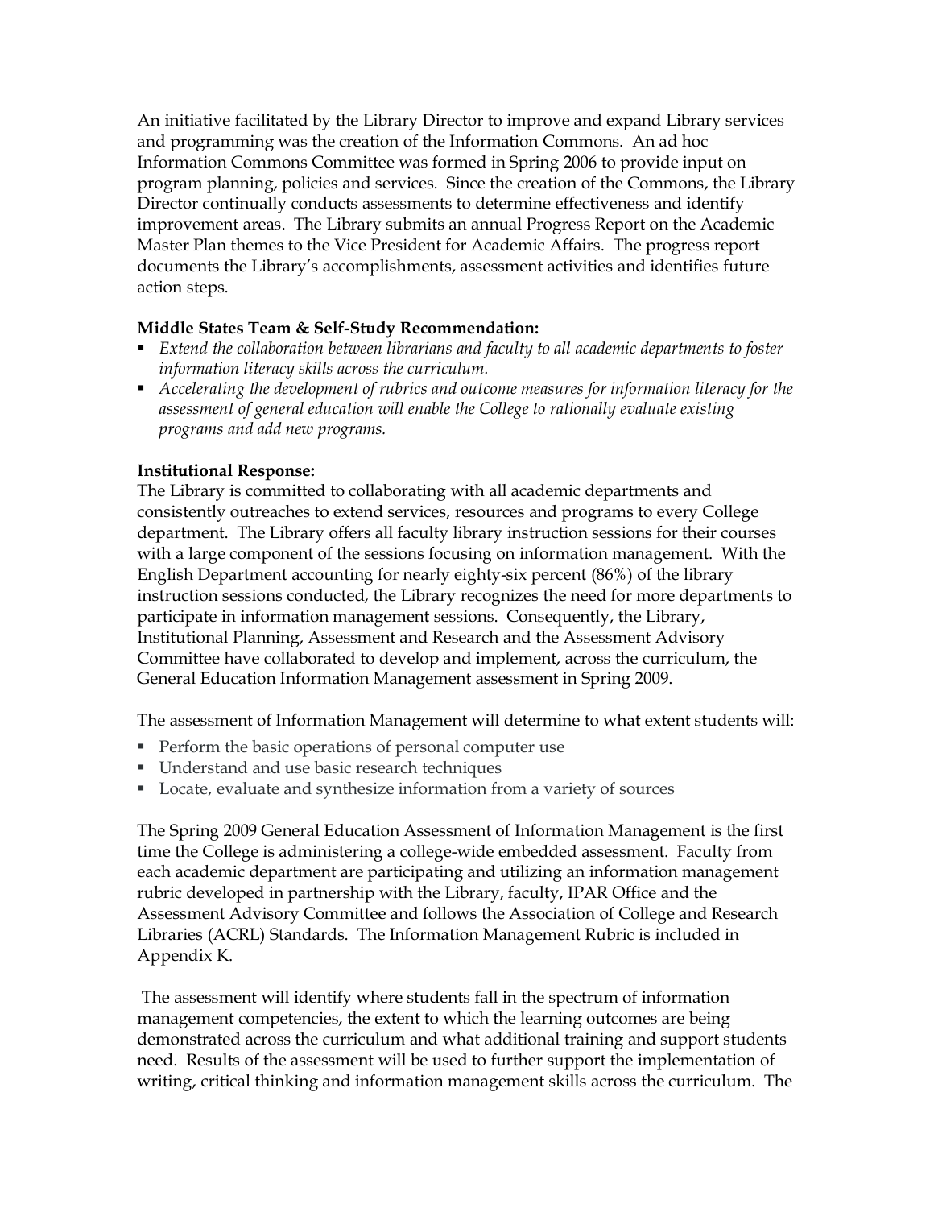An initiative facilitated by the Library Director to improve and expand Library services and programming was the creation of the Information Commons. An ad hoc Information Commons Committee was formed in Spring 2006 to provide input on program planning, policies and services. Since the creation of the Commons, the Library Director continually conducts assessments to determine effectiveness and identify improvement areas. The Library submits an annual Progress Report on the Academic Master Plan themes to the Vice President for Academic Affairs. The progress report documents the Library's accomplishments, assessment activities and identifies future action steps.

**Middle States Team & Self-Study Recommendation:**

- *Extend the collaboration between librarians and faculty to all academic departments to foster information literacy skills across the curriculum.*
- *Accelerating the development of rubrics and outcome measures for information literacy for the assessment of general education will enable the College to rationally evaluate existing programs and add new programs.*

**Institutional Response:**

The Library is committed to collaborating with all academic departments and consistently outreaches to extend services, resources and programs to every College department. The Library offers all faculty library instruction sessions for their courses with a large component of the sessions focusing on information management. With the English Department accounting for nearly eighty-six percent (86%) of the library instruction sessions conducted, the Library recognizes the need for more departments to participate in information management sessions. Consequently, the Library, Institutional Planning, Assessment and Research and the Assessment Advisory Committee have collaborated to develop and implement, across the curriculum, the General Education Information Management assessment in Spring 2009.

The assessment of Information Management will determine to what extent students will:

- Perform the basic operations of personal computer use
- Understand and use basic research techniques
- Locate, evaluate and synthesize information from a variety of sources

The Spring 2009 General Education Assessment of Information Management is the first time the College is administering a college-wide embedded assessment. Faculty from each academic department are participating and utilizing an information management rubric developed in partnership with the Library, faculty, IPAR Office and the Assessment Advisory Committee and follows the Association of College and Research Libraries (ACRL) Standards. The Information Management Rubric is included in Appendix K.

The assessment will identify where students fall in the spectrum of information management competencies, the extent to which the learning outcomes are being demonstrated across the curriculum and what additional training and support students need. Results of the assessment will be used to further support the implementation of writing, critical thinking and information management skills across the curriculum. The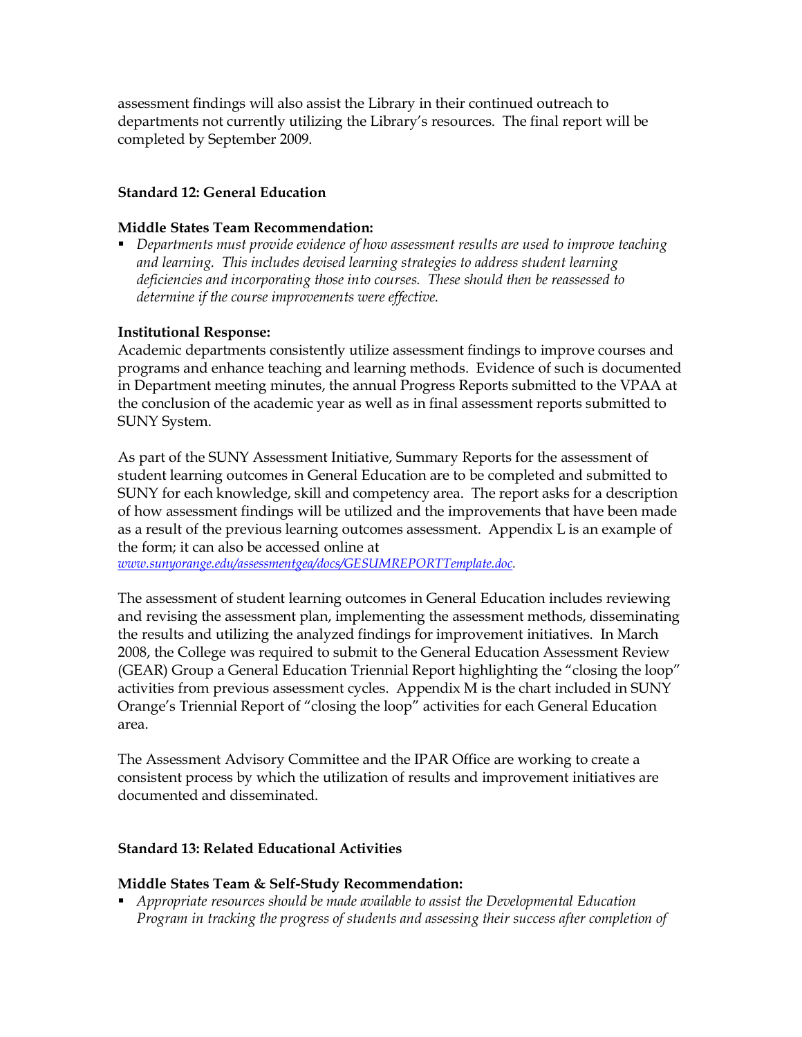assessment findings will also assist the Library in their continued outreach to departments not currently utilizing the Library's resources. The final report will be completed by September 2009.

### Standard 12: General Education

**Middle States Team Recommendation:**

- *Departments must provide evidence of how assessment results are used to improve teaching and learning. This includes devised learning strategies to address student learning deficiencies and incorporating those into courses. These should then be reassessed to determine if the course improvements were effective.*

**Institutional Response:**

Academic departments consistently utilize assessment findings to improve courses and programs and enhance teaching and learning methods. Evidence of such is documented in Department meeting minutes, the annual Progress Reports submitted to the VPAA at the conclusion of the academic year as well as in final assessment reports submitted to SUNY System.

As part of the SUNY Assessment Initiative, Summary Reports for the assessment of student learning outcomes in General Education are to be completed and submitted to SUNY for each knowledge, skill and competency area. The report asks for a description of how assessment findings will be utilized and the improvements that have been made as a result of the previous learning outcomes assessment. Appendix L is an example of the form; it can also be accessed online at www.sunyorange.edu/assessmentgea/docs/GESUMREPORTTemplate.doc.

The assessment of student learning outcomes in General Education includes reviewing and revising the assessment plan, implementing the assessment methods, disseminating the results and utilizing the analyzed findings for improvement initiatives. In March 2008, the College was required to submit to the General Education Assessment Review (GEAR) Group a General Education Triennial Report highlighting the "closing the loop" activities from previous assessment cycles. Appendix M is the chart included in SUNY Orange's Triennial Report of "closing the loop" activities for each General Education area.

The Assessment Advisory Committee and the IPAR Office are working to create a consistent process by which the utilization of results and improvement initiatives are documented and disseminated.

### Standard 13: Related Educational Activities

**Middle States Team & Self-Study Recommendation:**

- *Appropriate resources should be made available to assist the Developmental Education Program in tracking the progress of students and assessing their success after completion of*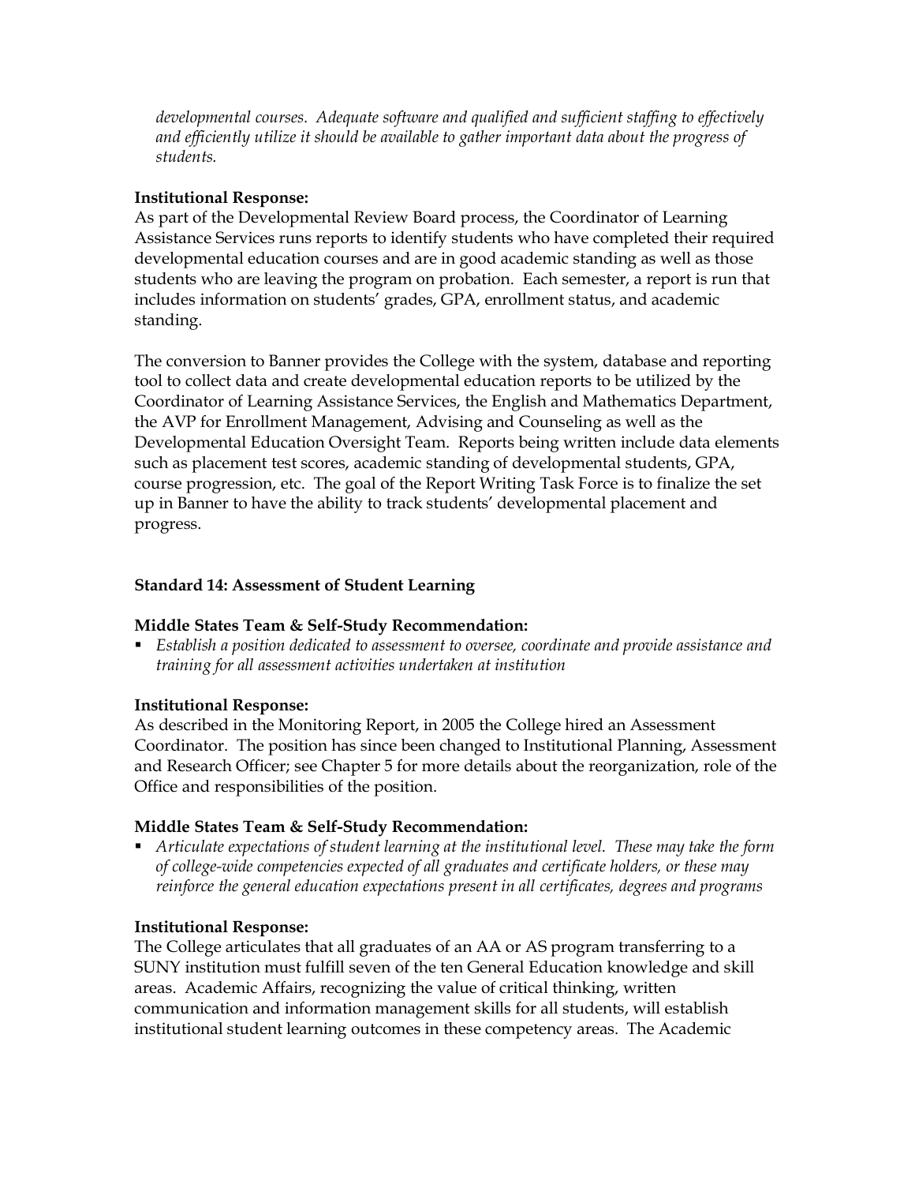*developmental courses. Adequate software and qualified and sufficient staffing to effectively and efficiently utilize it should be available to gather important data about the progress of students.*

**Institutional Response:**
As part of the Developmental Review Board process, the Coordinator of Learning Assistance Services runs reports to identify students who have completed their required developmental education courses and are in good academic standing as well as those students who are leaving the program on probation. Each semester, a report is run that includes information on students' grades, GPA, enrollment status, and academic standing.

The conversion to Banner provides the College with the system, database and reporting tool to collect data and create developmental education reports to be utilized by the Coordinator of Learning Assistance Services, the English and Mathematics Department, the AVP for Enrollment Management, Advising and Counseling as well as the Developmental Education Oversight Team. Reports being written include data elements such as placement test scores, academic standing of developmental students, GPA, course progression, etc. The goal of the Report Writing Task Force is to finalize the set up in Banner to have the ability to track students' developmental placement and progress.

**Standard 14: Assessment of Student Learning**

**Middle States Team & Self-Study Recommendation:**

- *Establish a position dedicated to assessment to oversee, coordinate and provide assistance and training for all assessment activities undertaken at institution*

**Institutional Response:**
As described in the Monitoring Report, in 2005 the College hired an Assessment Coordinator. The position has since been changed to Institutional Planning, Assessment and Research Officer; see Chapter 5 for more details about the reorganization, role of the Office and responsibilities of the position.

**Middle States Team & Self-Study Recommendation:**

- *Articulate expectations of student learning at the institutional level. These may take the form of college-wide competencies expected of all graduates and certificate holders, or these may reinforce the general education expectations present in all certificates, degrees and programs*

**Institutional Response:**
The College articulates that all graduates of an AA or AS program transferring to a SUNY institution must fulfill seven of the ten General Education knowledge and skill areas. Academic Affairs, recognizing the value of critical thinking, written communication and information management skills for all students, will establish institutional student learning outcomes in these competency areas. The Academic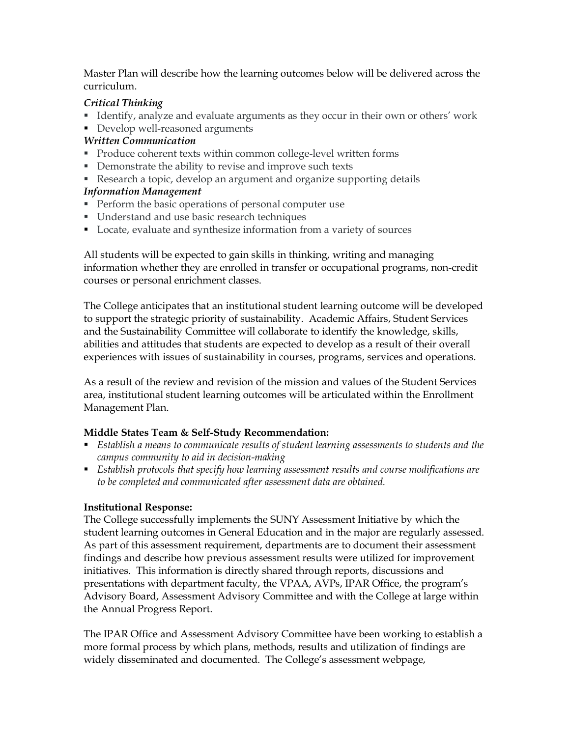Master Plan will describe how the learning outcomes below will be delivered across the curriculum.

*Critical Thinking*

- Identify, analyze and evaluate arguments as they occur in their own or others' work
- Develop well-reasoned arguments

*Written Communication*

- Produce coherent texts within common college-level written forms
- Demonstrate the ability to revise and improve such texts
- Research a topic, develop an argument and organize supporting details

*Information Management*

- Perform the basic operations of personal computer use
- Understand and use basic research techniques
- Locate, evaluate and synthesize information from a variety of sources

All students will be expected to gain skills in thinking, writing and managing information whether they are enrolled in transfer or occupational programs, non-credit courses or personal enrichment classes.

The College anticipates that an institutional student learning outcome will be developed to support the strategic priority of sustainability. Academic Affairs, Student Services and the Sustainability Committee will collaborate to identify the knowledge, skills, abilities and attitudes that students are expected to develop as a result of their overall experiences with issues of sustainability in courses, programs, services and operations.

As a result of the review and revision of the mission and values of the Student Services area, institutional student learning outcomes will be articulated within the Enrollment Management Plan.

**Middle States Team & Self-Study Recommendation:**

- *Establish a means to communicate results of student learning assessments to students and the campus community to aid in decision-making*
- *Establish protocols that specify how learning assessment results and course modifications are to be completed and communicated after assessment data are obtained.*

**Institutional Response:**

The College successfully implements the SUNY Assessment Initiative by which the student learning outcomes in General Education and in the major are regularly assessed. As part of this assessment requirement, departments are to document their assessment findings and describe how previous assessment results were utilized for improvement initiatives. This information is directly shared through reports, discussions and presentations with department faculty, the VPAA, AVPs, IPAR Office, the program's Advisory Board, Assessment Advisory Committee and with the College at large within the Annual Progress Report.

The IPAR Office and Assessment Advisory Committee have been working to establish a more formal process by which plans, methods, results and utilization of findings are widely disseminated and documented. The College's assessment webpage,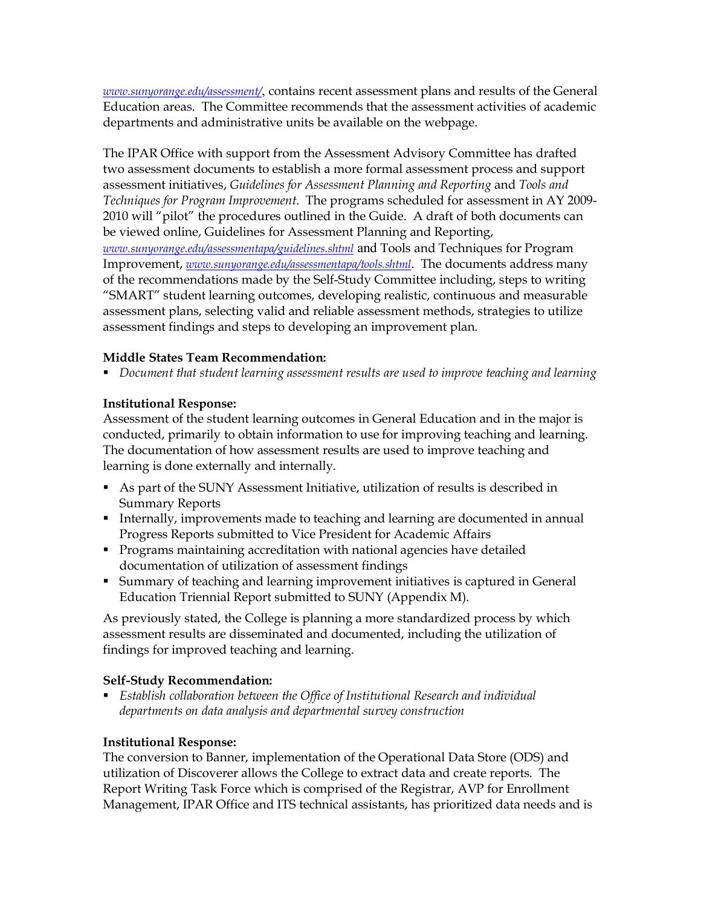*www.sunyorange.edu/assessment/*, contains recent assessment plans and results of the General Education areas. The Committee recommends that the assessment activities of academic departments and administrative units be available on the webpage.

The IPAR Office with support from the Assessment Advisory Committee has drafted two assessment documents to establish a more formal assessment process and support assessment initiatives, *Guidelines for Assessment Planning and Reporting* and *Tools and Techniques for Program Improvement*. The programs scheduled for assessment in AY 2009-2010 will "pilot" the procedures outlined in the Guide. A draft of both documents can be viewed online, Guidelines for Assessment Planning and Reporting, *www.sunyorange.edu/assessmentapa/guidelines.shtml* and Tools and Techniques for Program Improvement, *www.sunyorange.edu/assessmentapa/tools.shtml*. The documents address many of the recommendations made by the Self-Study Committee including, steps to writing "SMART" student learning outcomes, developing realistic, continuous and measurable assessment plans, selecting valid and reliable assessment methods, strategies to utilize assessment findings and steps to developing an improvement plan.

**Middle States Team Recommendation:**

- *Document that student learning assessment results are used to improve teaching and learning*

**Institutional Response:**
Assessment of the student learning outcomes in General Education and in the major is conducted, primarily to obtain information to use for improving teaching and learning. The documentation of how assessment results are used to improve teaching and learning is done externally and internally.

- As part of the SUNY Assessment Initiative, utilization of results is described in Summary Reports
- Internally, improvements made to teaching and learning are documented in annual Progress Reports submitted to Vice President for Academic Affairs
- Programs maintaining accreditation with national agencies have detailed documentation of utilization of assessment findings
- Summary of teaching and learning improvement initiatives is captured in General Education Triennial Report submitted to SUNY (Appendix M).

As previously stated, the College is planning a more standardized process by which assessment results are disseminated and documented, including the utilization of findings for improved teaching and learning.

**Self-Study Recommendation:**

- *Establish collaboration between the Office of Institutional Research and individual departments on data analysis and departmental survey construction*

**Institutional Response:**
The conversion to Banner, implementation of the Operational Data Store (ODS) and utilization of Discoverer allows the College to extract data and create reports. The Report Writing Task Force which is comprised of the Registrar, AVP for Enrollment Management, IPAR Office and ITS technical assistants, has prioritized data needs and is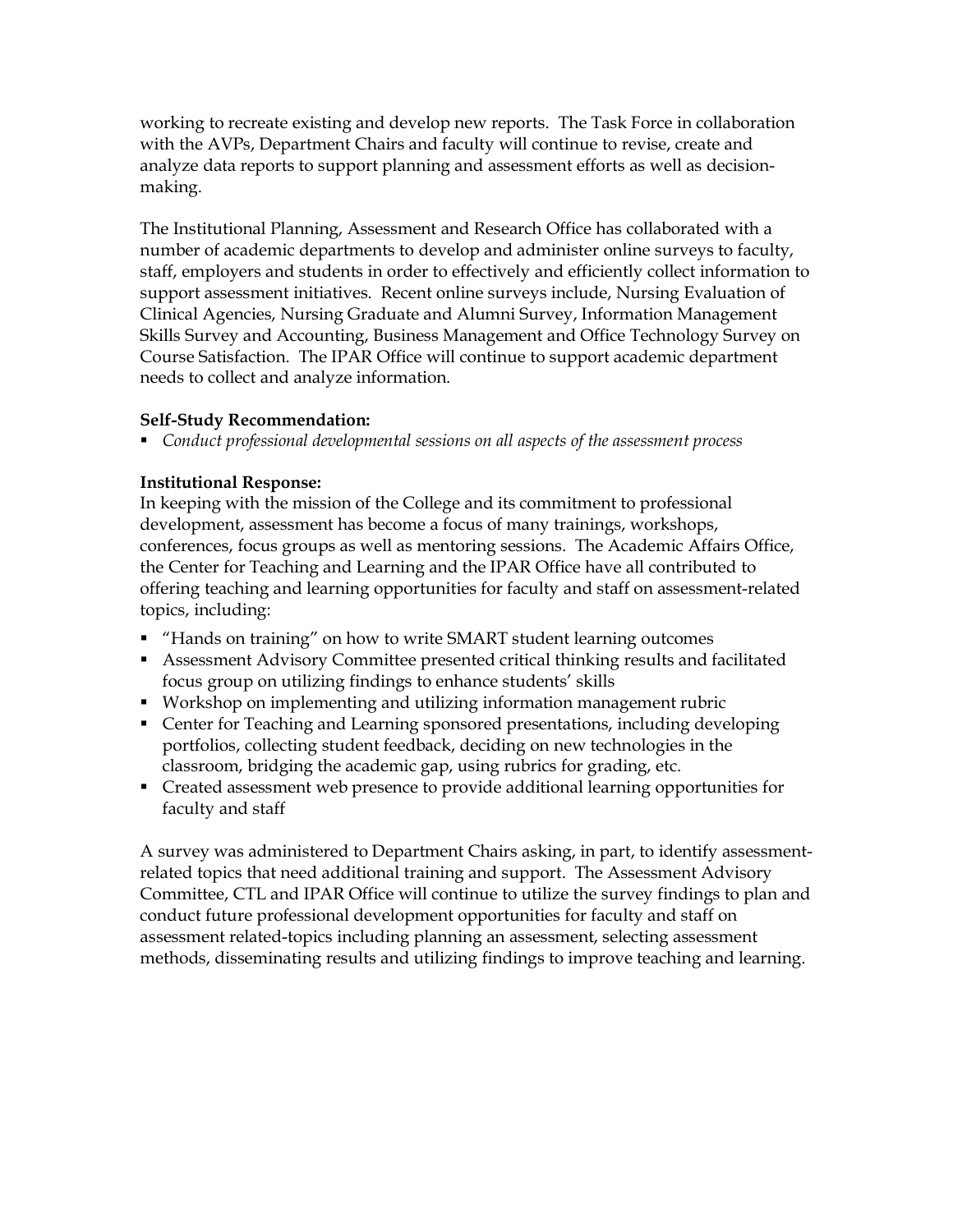working to recreate existing and develop new reports. The Task Force in collaboration with the AVPs, Department Chairs and faculty will continue to revise, create and analyze data reports to support planning and assessment efforts as well as decision-making.

The Institutional Planning, Assessment and Research Office has collaborated with a number of academic departments to develop and administer online surveys to faculty, staff, employers and students in order to effectively and efficiently collect information to support assessment initiatives. Recent online surveys include, Nursing Evaluation of Clinical Agencies, Nursing Graduate and Alumni Survey, Information Management Skills Survey and Accounting, Business Management and Office Technology Survey on Course Satisfaction. The IPAR Office will continue to support academic department needs to collect and analyze information.

**Self-Study Recommendation:**

- *Conduct professional developmental sessions on all aspects of the assessment process*

**Institutional Response:**

In keeping with the mission of the College and its commitment to professional development, assessment has become a focus of many trainings, workshops, conferences, focus groups as well as mentoring sessions. The Academic Affairs Office, the Center for Teaching and Learning and the IPAR Office have all contributed to offering teaching and learning opportunities for faculty and staff on assessment-related topics, including:

- "Hands on training" on how to write SMART student learning outcomes
- Assessment Advisory Committee presented critical thinking results and facilitated focus group on utilizing findings to enhance students' skills
- Workshop on implementing and utilizing information management rubric
- Center for Teaching and Learning sponsored presentations, including developing portfolios, collecting student feedback, deciding on new technologies in the classroom, bridging the academic gap, using rubrics for grading, etc.
- Created assessment web presence to provide additional learning opportunities for faculty and staff

A survey was administered to Department Chairs asking, in part, to identify assessment-related topics that need additional training and support. The Assessment Advisory Committee, CTL and IPAR Office will continue to utilize the survey findings to plan and conduct future professional development opportunities for faculty and staff on assessment related-topics including planning an assessment, selecting assessment methods, disseminating results and utilizing findings to improve teaching and learning.